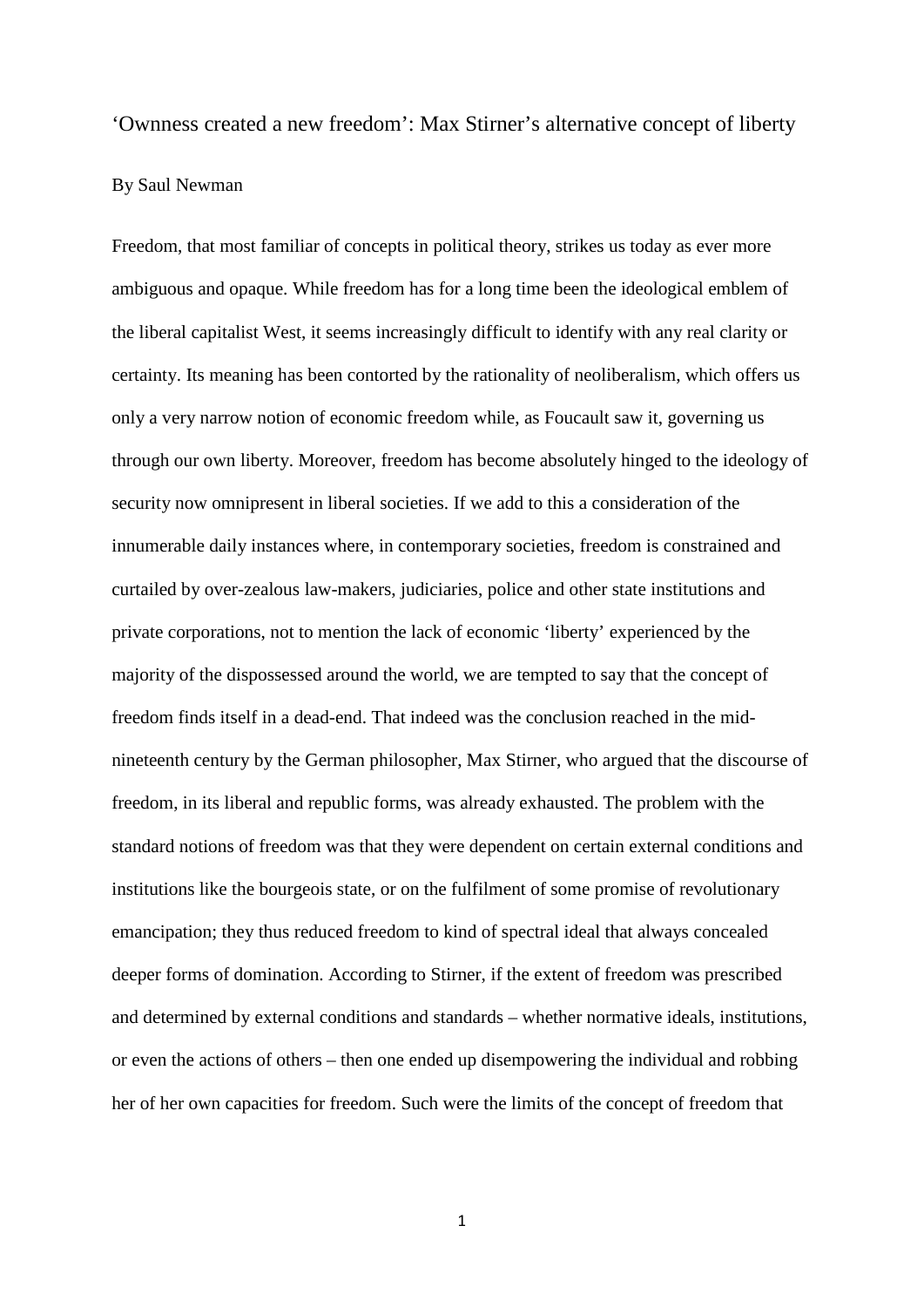# ‘Ownness created a new freedom’: Max Stirner’s alternative concept of liberty

By Saul Newman

Freedom, that most familiar of concepts in political theory, strikes us today as ever more ambiguous and opaque. While freedom has for a long time been the ideological emblem of the liberal capitalist West, it seems increasingly difficult to identify with any real clarity or certainty. Its meaning has been contorted by the rationality of neoliberalism, which offers us only a very narrow notion of economic freedom while, as Foucault saw it, governing us through our own liberty. Moreover, freedom has become absolutely hinged to the ideology of security now omnipresent in liberal societies. If we add to this a consideration of the innumerable daily instances where, in contemporary societies, freedom is constrained and curtailed by over-zealous law-makers, judiciaries, police and other state institutions and private corporations, not to mention the lack of economic ‘liberty’ experienced by the majority of the dispossessed around the world, we are tempted to say that the concept of freedom finds itself in a dead-end. That indeed was the conclusion reached in the mid-nineteenth century by the German philosopher, Max Stirner, who argued that the discourse of freedom, in its liberal and republic forms, was already exhausted. The problem with the standard notions of freedom was that they were dependent on certain external conditions and institutions like the bourgeois state, or on the fulfilment of some promise of revolutionary emancipation; they thus reduced freedom to kind of spectral ideal that always concealed deeper forms of domination. According to Stirner, if the extent of freedom was prescribed and determined by external conditions and standards – whether normative ideals, institutions, or even the actions of others – then one ended up disempowering the individual and robbing her of her own capacities for freedom. Such were the limits of the concept of freedom that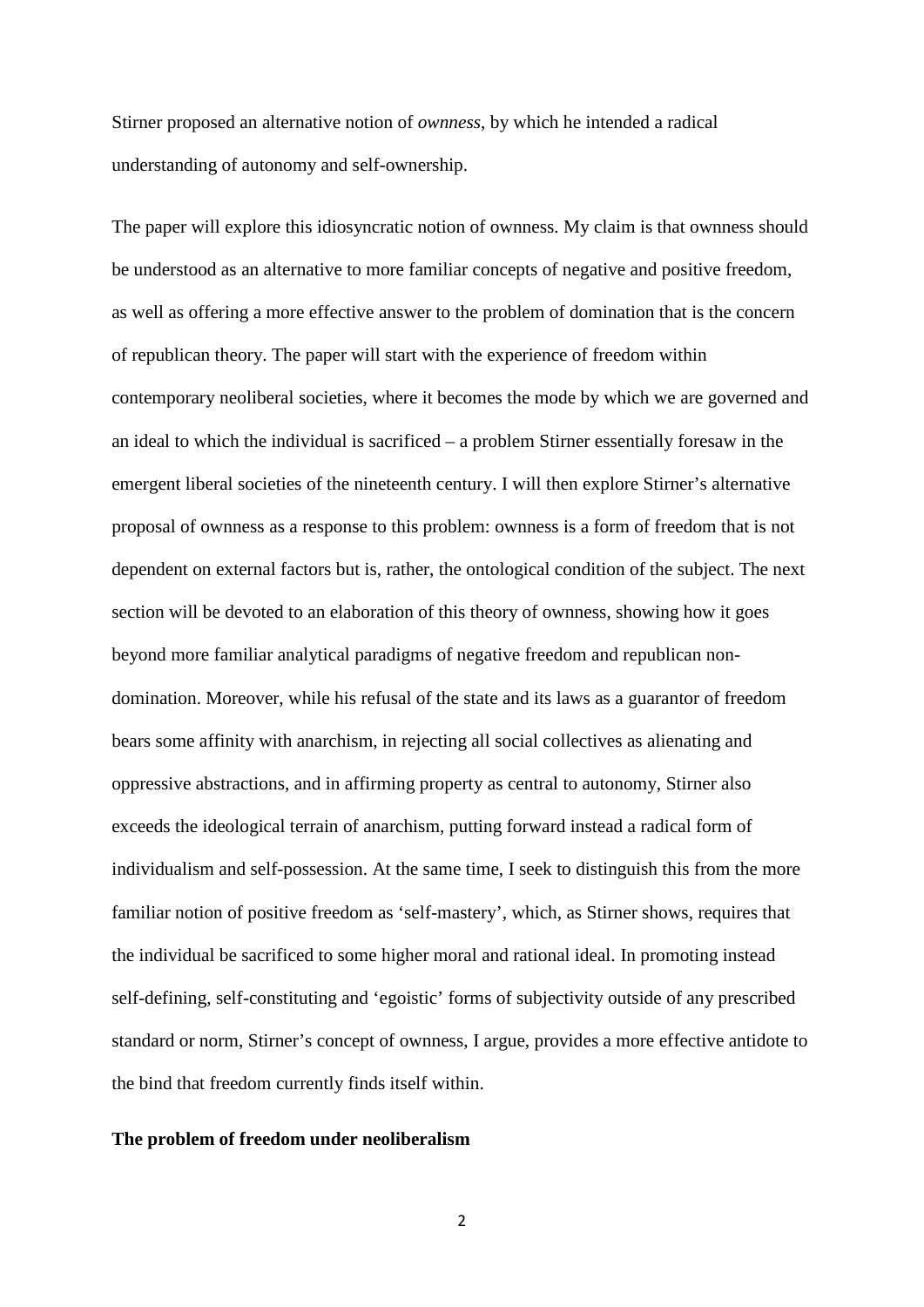Stirner proposed an alternative notion of *ownness*, by which he intended a radical understanding of autonomy and self-ownership.

The paper will explore this idiosyncratic notion of ownness. My claim is that ownness should be understood as an alternative to more familiar concepts of negative and positive freedom, as well as offering a more effective answer to the problem of domination that is the concern of republican theory. The paper will start with the experience of freedom within contemporary neoliberal societies, where it becomes the mode by which we are governed and an ideal to which the individual is sacrificed – a problem Stirner essentially foresaw in the emergent liberal societies of the nineteenth century. I will then explore Stirner's alternative proposal of ownness as a response to this problem: ownness is a form of freedom that is not dependent on external factors but is, rather, the ontological condition of the subject. The next section will be devoted to an elaboration of this theory of ownness, showing how it goes beyond more familiar analytical paradigms of negative freedom and republican non-domination. Moreover, while his refusal of the state and its laws as a guarantor of freedom bears some affinity with anarchism, in rejecting all social collectives as alienating and oppressive abstractions, and in affirming property as central to autonomy, Stirner also exceeds the ideological terrain of anarchism, putting forward instead a radical form of individualism and self-possession. At the same time, I seek to distinguish this from the more familiar notion of positive freedom as 'self-mastery', which, as Stirner shows, requires that the individual be sacrificed to some higher moral and rational ideal. In promoting instead self-defining, self-constituting and 'egoistic' forms of subjectivity outside of any prescribed standard or norm, Stirner's concept of ownness, I argue, provides a more effective antidote to the bind that freedom currently finds itself within.

## The problem of freedom under neoliberalism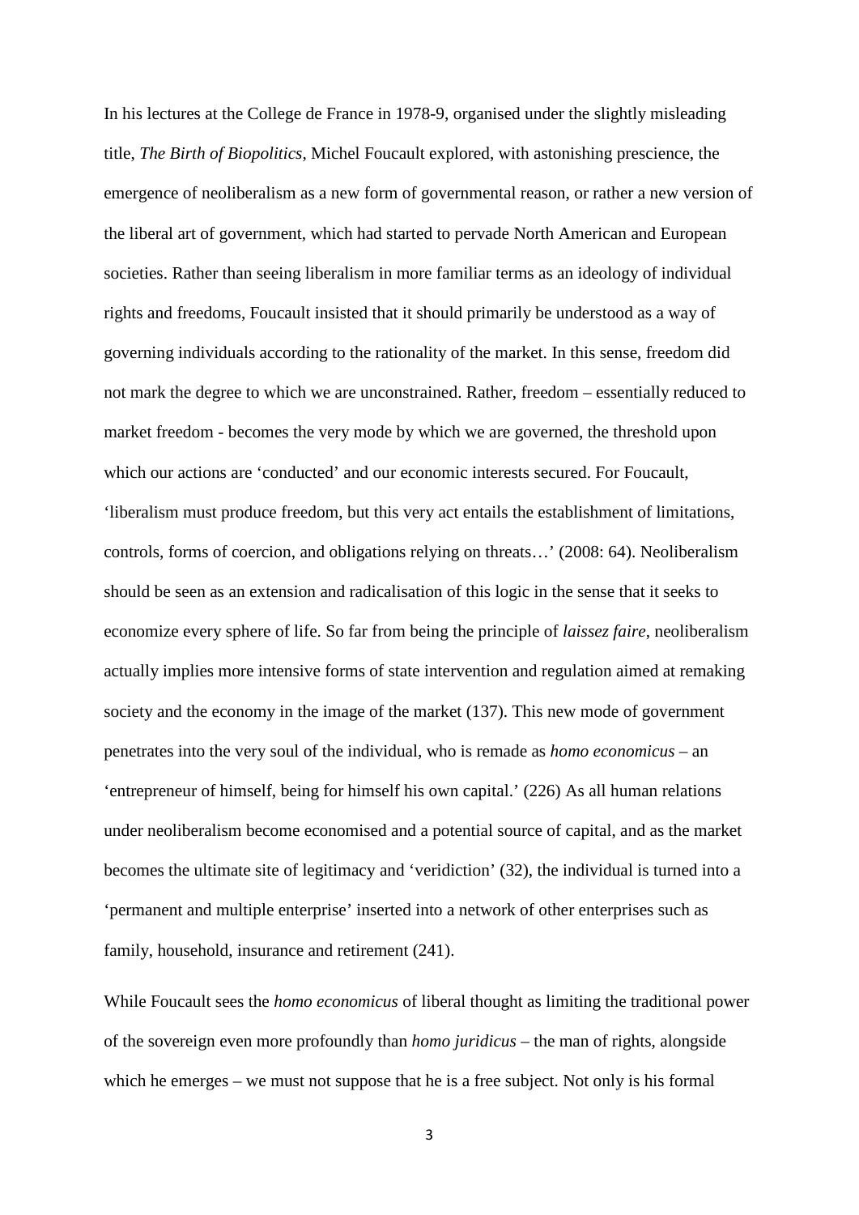In his lectures at the College de France in 1978-9, organised under the slightly misleading title, *The Birth of Biopolitics*, Michel Foucault explored, with astonishing prescience, the emergence of neoliberalism as a new form of governmental reason, or rather a new version of the liberal art of government, which had started to pervade North American and European societies. Rather than seeing liberalism in more familiar terms as an ideology of individual rights and freedoms, Foucault insisted that it should primarily be understood as a way of governing individuals according to the rationality of the market. In this sense, freedom did not mark the degree to which we are unconstrained. Rather, freedom – essentially reduced to market freedom - becomes the very mode by which we are governed, the threshold upon which our actions are 'conducted' and our economic interests secured. For Foucault, 'liberalism must produce freedom, but this very act entails the establishment of limitations, controls, forms of coercion, and obligations relying on threats…' (2008: 64). Neoliberalism should be seen as an extension and radicalisation of this logic in the sense that it seeks to economize every sphere of life. So far from being the principle of *laissez faire*, neoliberalism actually implies more intensive forms of state intervention and regulation aimed at remaking society and the economy in the image of the market (137). This new mode of government penetrates into the very soul of the individual, who is remade as *homo economicus* – an 'entrepreneur of himself, being for himself his own capital.' (226) As all human relations under neoliberalism become economised and a potential source of capital, and as the market becomes the ultimate site of legitimacy and 'veridiction' (32), the individual is turned into a 'permanent and multiple enterprise' inserted into a network of other enterprises such as family, household, insurance and retirement (241).

While Foucault sees the *homo economicus* of liberal thought as limiting the traditional power of the sovereign even more profoundly than *homo juridicus* – the man of rights, alongside which he emerges – we must not suppose that he is a free subject. Not only is his formal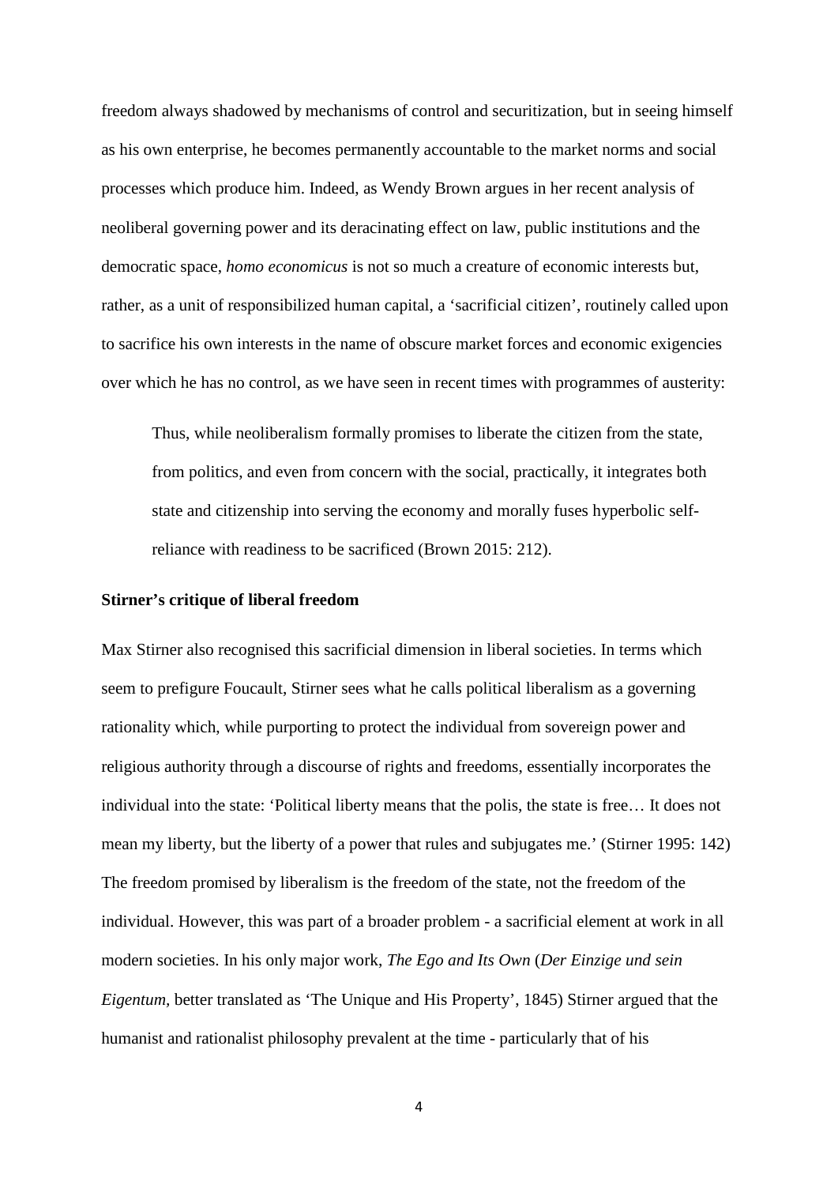freedom always shadowed by mechanisms of control and securitization, but in seeing himself as his own enterprise, he becomes permanently accountable to the market norms and social processes which produce him. Indeed, as Wendy Brown argues in her recent analysis of neoliberal governing power and its deracinating effect on law, public institutions and the democratic space, *homo economicus* is not so much a creature of economic interests but, rather, as a unit of responsibilized human capital, a 'sacrificial citizen', routinely called upon to sacrifice his own interests in the name of obscure market forces and economic exigencies over which he has no control, as we have seen in recent times with programmes of austerity:

> Thus, while neoliberalism formally promises to liberate the citizen from the state, from politics, and even from concern with the social, practically, it integrates both state and citizenship into serving the economy and morally fuses hyperbolic self-reliance with readiness to be sacrificed (Brown 2015: 212).

**Stirner's critique of liberal freedom**

Max Stirner also recognised this sacrificial dimension in liberal societies. In terms which seem to prefigure Foucault, Stirner sees what he calls political liberalism as a governing rationality which, while purporting to protect the individual from sovereign power and religious authority through a discourse of rights and freedoms, essentially incorporates the individual into the state: 'Political liberty means that the polis, the state is free… It does not mean my liberty, but the liberty of a power that rules and subjugates me.' (Stirner 1995: 142) The freedom promised by liberalism is the freedom of the state, not the freedom of the individual. However, this was part of a broader problem - a sacrificial element at work in all modern societies. In his only major work, *The Ego and Its Own* (*Der Einzige und sein Eigentum*, better translated as 'The Unique and His Property', 1845) Stirner argued that the humanist and rationalist philosophy prevalent at the time - particularly that of his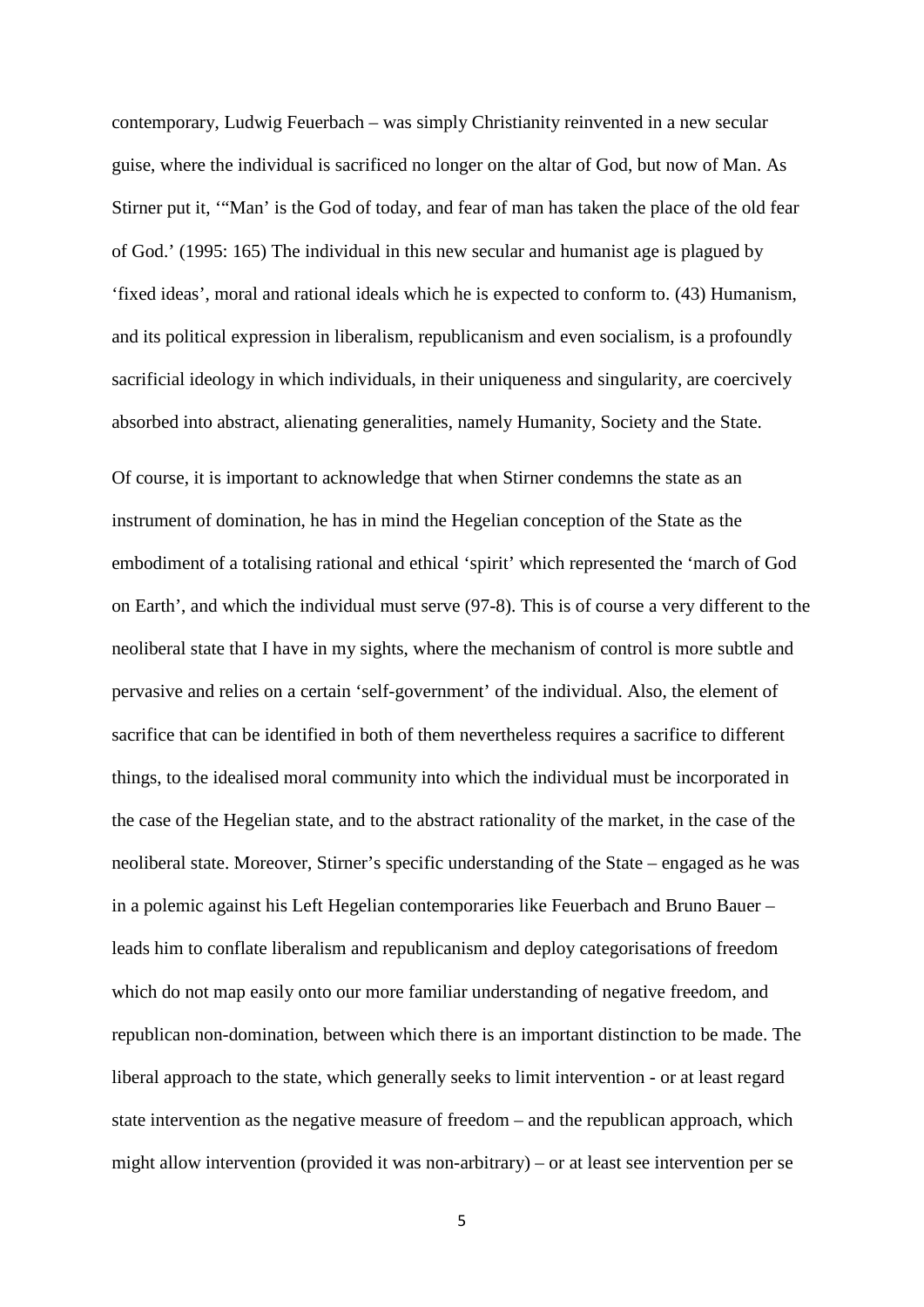contemporary, Ludwig Feuerbach – was simply Christianity reinvented in a new secular guise, where the individual is sacrificed no longer on the altar of God, but now of Man. As Stirner put it, '"Man' is the God of today, and fear of man has taken the place of the old fear of God.' (1995: 165) The individual in this new secular and humanist age is plagued by 'fixed ideas', moral and rational ideals which he is expected to conform to. (43) Humanism, and its political expression in liberalism, republicanism and even socialism, is a profoundly sacrificial ideology in which individuals, in their uniqueness and singularity, are coercively absorbed into abstract, alienating generalities, namely Humanity, Society and the State.

Of course, it is important to acknowledge that when Stirner condemns the state as an instrument of domination, he has in mind the Hegelian conception of the State as the embodiment of a totalising rational and ethical 'spirit' which represented the 'march of God on Earth', and which the individual must serve (97-8). This is of course a very different to the neoliberal state that I have in my sights, where the mechanism of control is more subtle and pervasive and relies on a certain 'self-government' of the individual. Also, the element of sacrifice that can be identified in both of them nevertheless requires a sacrifice to different things, to the idealised moral community into which the individual must be incorporated in the case of the Hegelian state, and to the abstract rationality of the market, in the case of the neoliberal state. Moreover, Stirner's specific understanding of the State – engaged as he was in a polemic against his Left Hegelian contemporaries like Feuerbach and Bruno Bauer – leads him to conflate liberalism and republicanism and deploy categorisations of freedom which do not map easily onto our more familiar understanding of negative freedom, and republican non-domination, between which there is an important distinction to be made. The liberal approach to the state, which generally seeks to limit intervention - or at least regard state intervention as the negative measure of freedom – and the republican approach, which might allow intervention (provided it was non-arbitrary) – or at least see intervention per se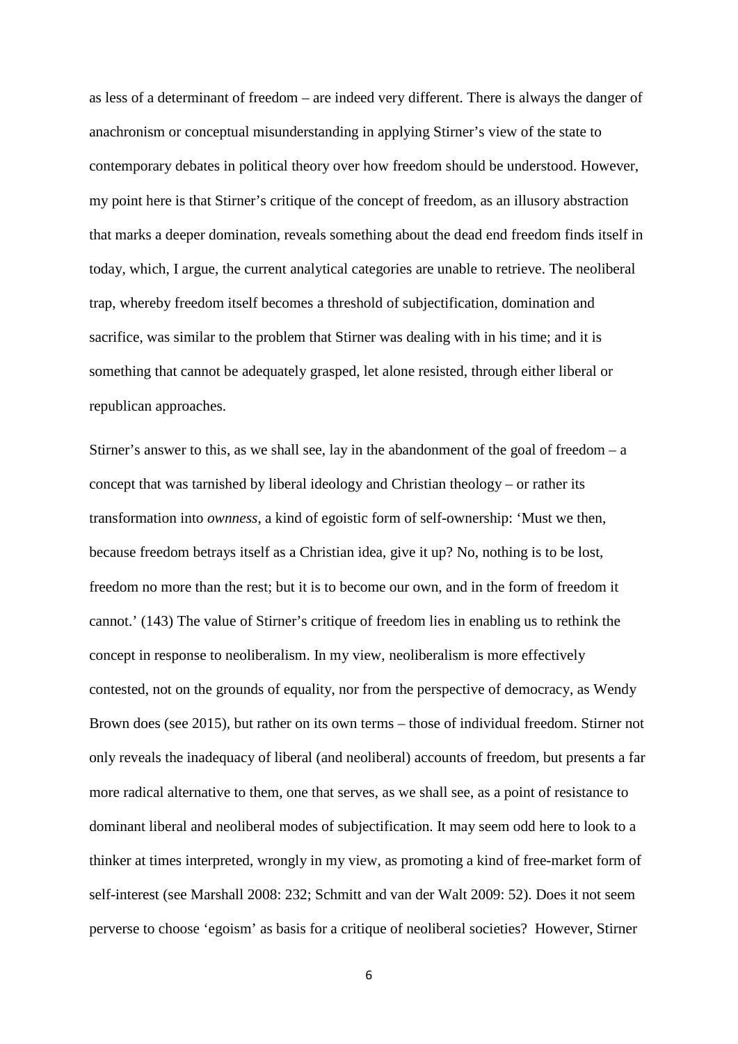as less of a determinant of freedom – are indeed very different. There is always the danger of anachronism or conceptual misunderstanding in applying Stirner's view of the state to contemporary debates in political theory over how freedom should be understood. However, my point here is that Stirner's critique of the concept of freedom, as an illusory abstraction that marks a deeper domination, reveals something about the dead end freedom finds itself in today, which, I argue, the current analytical categories are unable to retrieve. The neoliberal trap, whereby freedom itself becomes a threshold of subjectification, domination and sacrifice, was similar to the problem that Stirner was dealing with in his time; and it is something that cannot be adequately grasped, let alone resisted, through either liberal or republican approaches.

Stirner's answer to this, as we shall see, lay in the abandonment of the goal of freedom – a concept that was tarnished by liberal ideology and Christian theology – or rather its transformation into *ownness*, a kind of egoistic form of self-ownership: 'Must we then, because freedom betrays itself as a Christian idea, give it up? No, nothing is to be lost, freedom no more than the rest; but it is to become our own, and in the form of freedom it cannot.' (143) The value of Stirner's critique of freedom lies in enabling us to rethink the concept in response to neoliberalism. In my view, neoliberalism is more effectively contested, not on the grounds of equality, nor from the perspective of democracy, as Wendy Brown does (see 2015), but rather on its own terms – those of individual freedom. Stirner not only reveals the inadequacy of liberal (and neoliberal) accounts of freedom, but presents a far more radical alternative to them, one that serves, as we shall see, as a point of resistance to dominant liberal and neoliberal modes of subjectification. It may seem odd here to look to a thinker at times interpreted, wrongly in my view, as promoting a kind of free-market form of self-interest (see Marshall 2008: 232; Schmitt and van der Walt 2009: 52). Does it not seem perverse to choose 'egoism' as basis for a critique of neoliberal societies? However, Stirner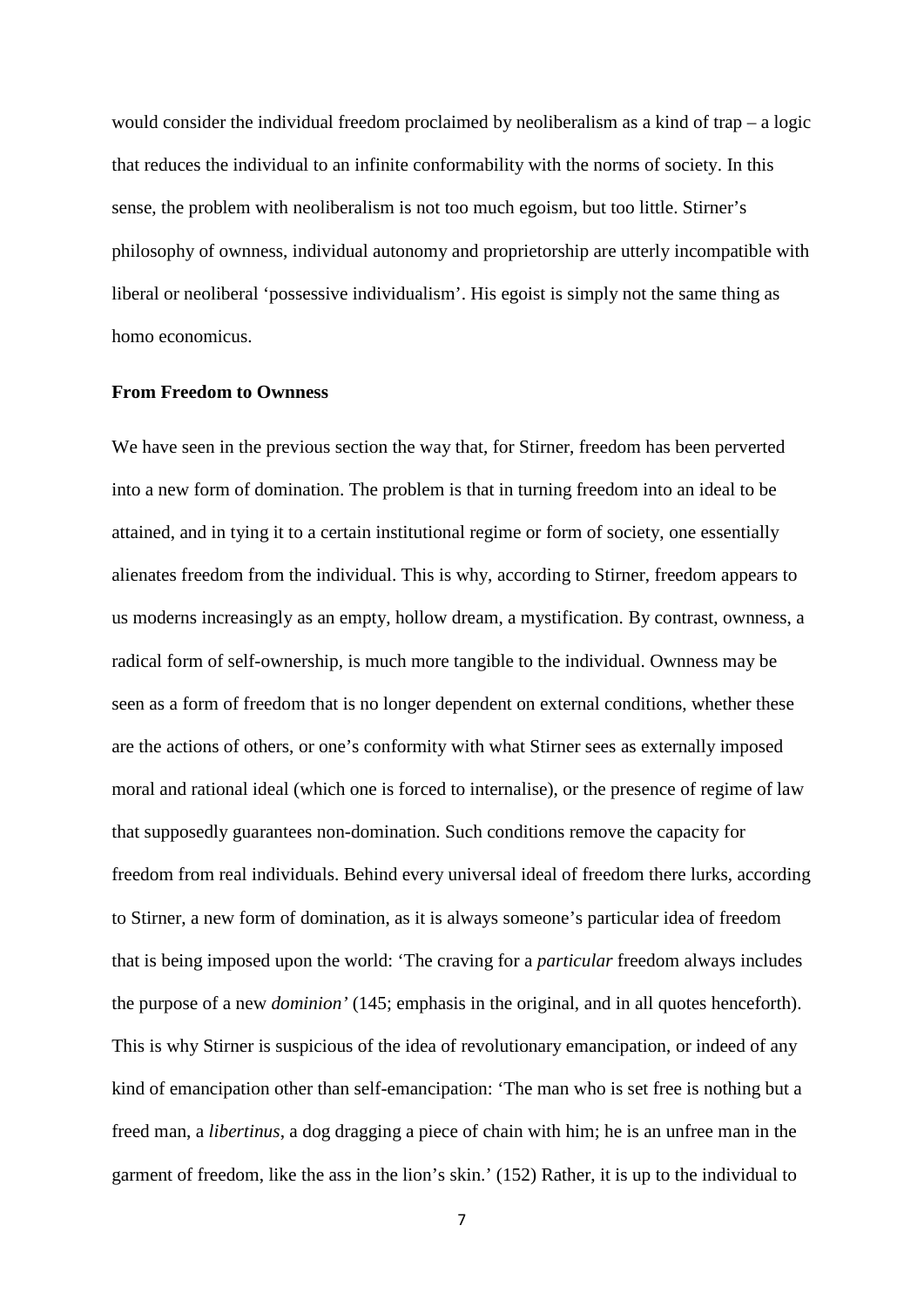would consider the individual freedom proclaimed by neoliberalism as a kind of trap – a logic that reduces the individual to an infinite conformability with the norms of society. In this sense, the problem with neoliberalism is not too much egoism, but too little. Stirner's philosophy of ownness, individual autonomy and proprietorship are utterly incompatible with liberal or neoliberal 'possessive individualism'. His egoist is simply not the same thing as homo economicus.

**From Freedom to Ownness**

We have seen in the previous section the way that, for Stirner, freedom has been perverted into a new form of domination. The problem is that in turning freedom into an ideal to be attained, and in tying it to a certain institutional regime or form of society, one essentially alienates freedom from the individual. This is why, according to Stirner, freedom appears to us moderns increasingly as an empty, hollow dream, a mystification. By contrast, ownness, a radical form of self-ownership, is much more tangible to the individual. Ownness may be seen as a form of freedom that is no longer dependent on external conditions, whether these are the actions of others, or one's conformity with what Stirner sees as externally imposed moral and rational ideal (which one is forced to internalise), or the presence of regime of law that supposedly guarantees non-domination. Such conditions remove the capacity for freedom from real individuals. Behind every universal ideal of freedom there lurks, according to Stirner, a new form of domination, as it is always someone's particular idea of freedom that is being imposed upon the world: 'The craving for a *particular* freedom always includes the purpose of a new *dominion'* (145; emphasis in the original, and in all quotes henceforth). This is why Stirner is suspicious of the idea of revolutionary emancipation, or indeed of any kind of emancipation other than self-emancipation: 'The man who is set free is nothing but a freed man, a *libertinus*, a dog dragging a piece of chain with him; he is an unfree man in the garment of freedom, like the ass in the lion's skin.' (152) Rather, it is up to the individual to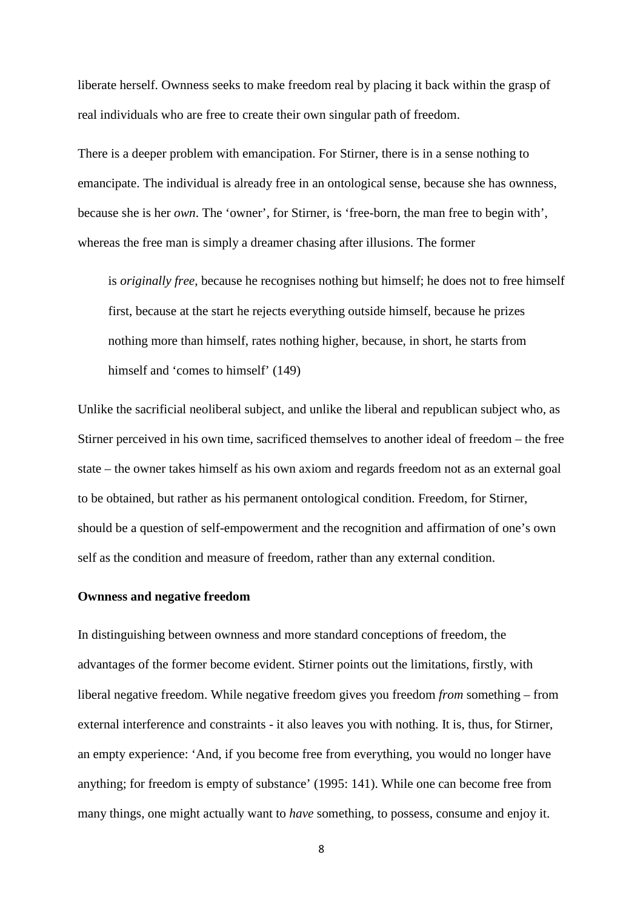liberate herself. Ownness seeks to make freedom real by placing it back within the grasp of real individuals who are free to create their own singular path of freedom.

There is a deeper problem with emancipation. For Stirner, there is in a sense nothing to emancipate. The individual is already free in an ontological sense, because she has ownness, because she is her *own*. The 'owner', for Stirner, is 'free-born, the man free to begin with', whereas the free man is simply a dreamer chasing after illusions. The former

> is *originally free*, because he recognises nothing but himself; he does not to free himself first, because at the start he rejects everything outside himself, because he prizes nothing more than himself, rates nothing higher, because, in short, he starts from himself and 'comes to himself' (149)

Unlike the sacrificial neoliberal subject, and unlike the liberal and republican subject who, as Stirner perceived in his own time, sacrificed themselves to another ideal of freedom – the free state – the owner takes himself as his own axiom and regards freedom not as an external goal to be obtained, but rather as his permanent ontological condition. Freedom, for Stirner, should be a question of self-empowerment and the recognition and affirmation of one's own self as the condition and measure of freedom, rather than any external condition.

**Ownness and negative freedom**

In distinguishing between ownness and more standard conceptions of freedom, the advantages of the former become evident. Stirner points out the limitations, firstly, with liberal negative freedom. While negative freedom gives you freedom *from* something – from external interference and constraints - it also leaves you with nothing. It is, thus, for Stirner, an empty experience: 'And, if you become free from everything, you would no longer have anything; for freedom is empty of substance' (1995: 141). While one can become free from many things, one might actually want to *have* something, to possess, consume and enjoy it.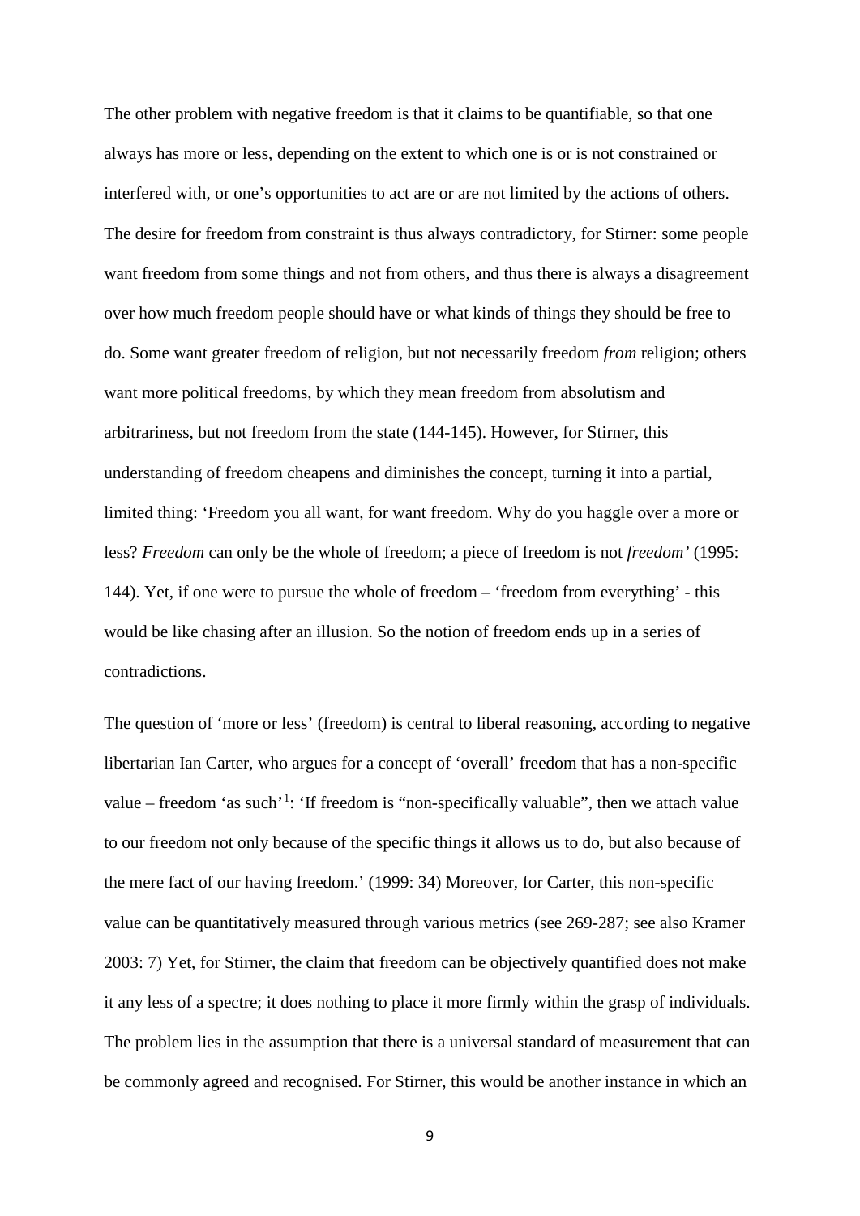The other problem with negative freedom is that it claims to be quantifiable, so that one always has more or less, depending on the extent to which one is or is not constrained or interfered with, or one's opportunities to act are or are not limited by the actions of others. The desire for freedom from constraint is thus always contradictory, for Stirner: some people want freedom from some things and not from others, and thus there is always a disagreement over how much freedom people should have or what kinds of things they should be free to do. Some want greater freedom of religion, but not necessarily freedom *from* religion; others want more political freedoms, by which they mean freedom from absolutism and arbitrariness, but not freedom from the state (144-145). However, for Stirner, this understanding of freedom cheapens and diminishes the concept, turning it into a partial, limited thing: 'Freedom you all want, for want freedom. Why do you haggle over a more or less? *Freedom* can only be the whole of freedom; a piece of freedom is not *freedom'* (1995: 144). Yet, if one were to pursue the whole of freedom – 'freedom from everything' - this would be like chasing after an illusion. So the notion of freedom ends up in a series of contradictions.

The question of 'more or less' (freedom) is central to liberal reasoning, according to negative libertarian Ian Carter, who argues for a concept of 'overall' freedom that has a non-specific value – freedom 'as such'[1]: 'If freedom is "non-specifically valuable", then we attach value to our freedom not only because of the specific things it allows us to do, but also because of the mere fact of our having freedom.' (1999: 34) Moreover, for Carter, this non-specific value can be quantitatively measured through various metrics (see 269-287; see also Kramer 2003: 7) Yet, for Stirner, the claim that freedom can be objectively quantified does not make it any less of a spectre; it does nothing to place it more firmly within the grasp of individuals. The problem lies in the assumption that there is a universal standard of measurement that can be commonly agreed and recognised. For Stirner, this would be another instance in which an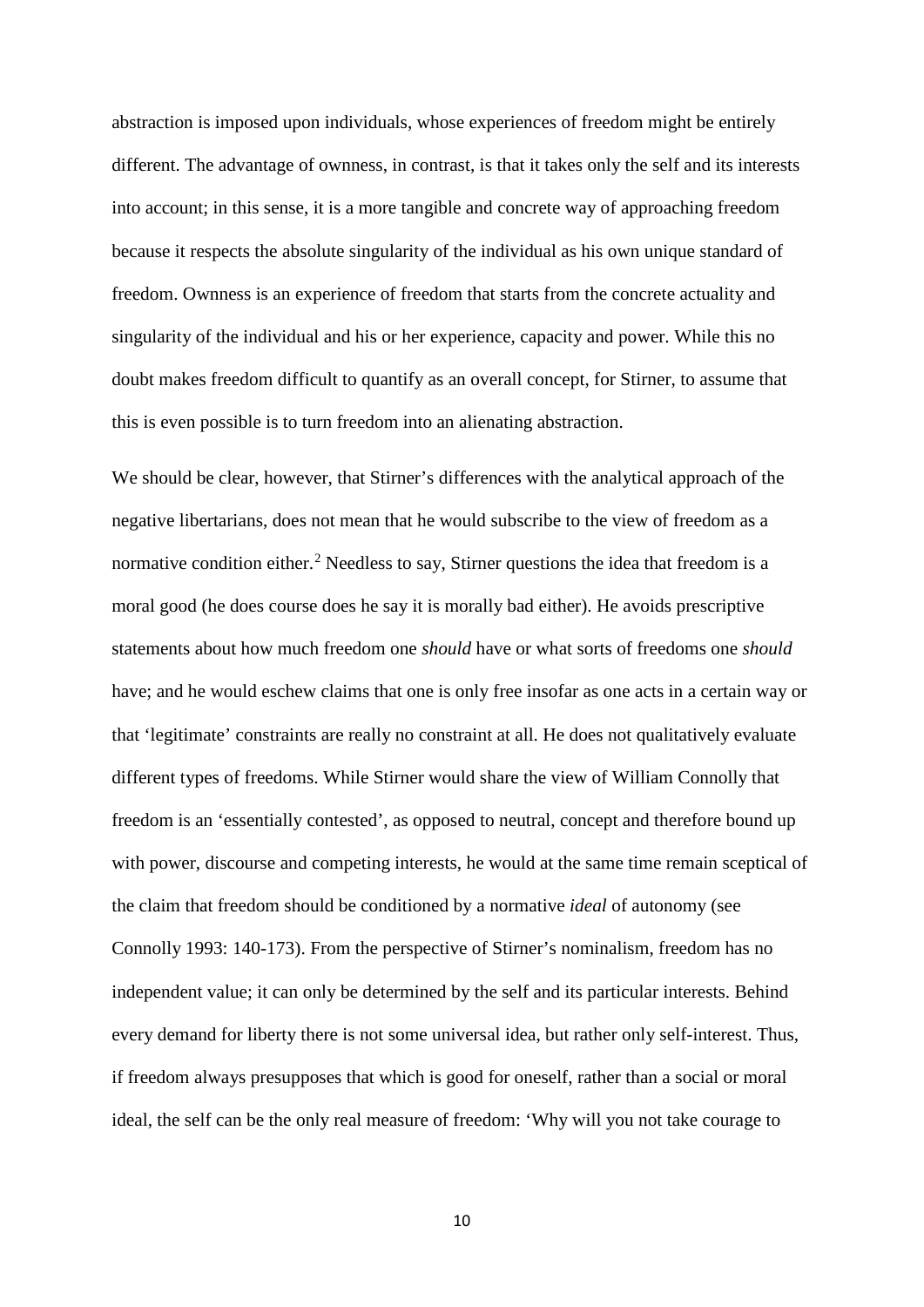abstraction is imposed upon individuals, whose experiences of freedom might be entirely different. The advantage of ownness, in contrast, is that it takes only the self and its interests into account; in this sense, it is a more tangible and concrete way of approaching freedom because it respects the absolute singularity of the individual as his own unique standard of freedom. Ownness is an experience of freedom that starts from the concrete actuality and singularity of the individual and his or her experience, capacity and power. While this no doubt makes freedom difficult to quantify as an overall concept, for Stirner, to assume that this is even possible is to turn freedom into an alienating abstraction.

We should be clear, however, that Stirner's differences with the analytical approach of the negative libertarians, does not mean that he would subscribe to the view of freedom as a normative condition either.[2] Needless to say, Stirner questions the idea that freedom is a moral good (he does course does he say it is morally bad either). He avoids prescriptive statements about how much freedom one *should* have or what sorts of freedoms one *should* have; and he would eschew claims that one is only free insofar as one acts in a certain way or that 'legitimate' constraints are really no constraint at all. He does not qualitatively evaluate different types of freedoms. While Stirner would share the view of William Connolly that freedom is an 'essentially contested', as opposed to neutral, concept and therefore bound up with power, discourse and competing interests, he would at the same time remain sceptical of the claim that freedom should be conditioned by a normative *ideal* of autonomy (see Connolly 1993: 140-173). From the perspective of Stirner's nominalism, freedom has no independent value; it can only be determined by the self and its particular interests. Behind every demand for liberty there is not some universal idea, but rather only self-interest. Thus, if freedom always presupposes that which is good for oneself, rather than a social or moral ideal, the self can be the only real measure of freedom: 'Why will you not take courage to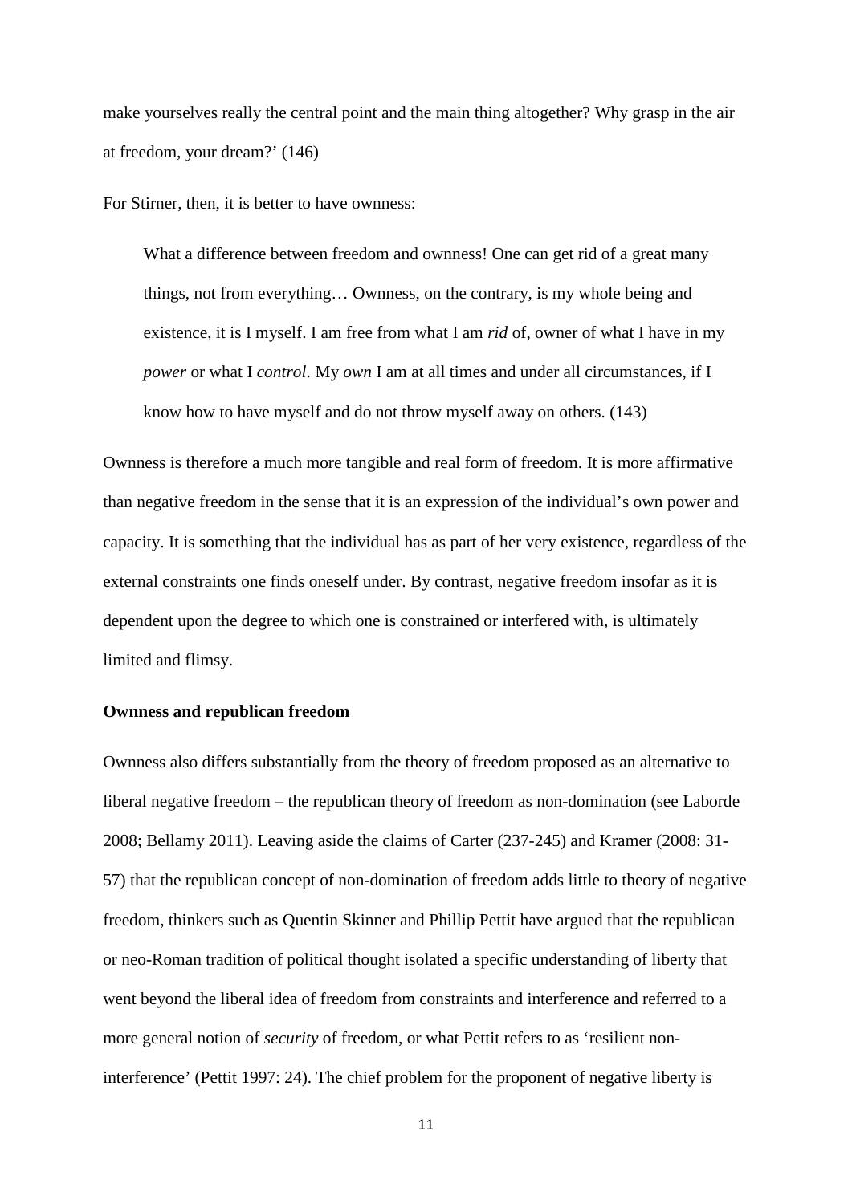make yourselves really the central point and the main thing altogether? Why grasp in the air at freedom, your dream?' (146)

For Stirner, then, it is better to have ownness:

> What a difference between freedom and ownness! One can get rid of a great many things, not from everything… Ownness, on the contrary, is my whole being and existence, it is I myself. I am free from what I am *rid* of, owner of what I have in my *power* or what I *control*. My *own* I am at all times and under all circumstances, if I know how to have myself and do not throw myself away on others. (143)

Ownness is therefore a much more tangible and real form of freedom. It is more affirmative than negative freedom in the sense that it is an expression of the individual's own power and capacity. It is something that the individual has as part of her very existence, regardless of the external constraints one finds oneself under. By contrast, negative freedom insofar as it is dependent upon the degree to which one is constrained or interfered with, is ultimately limited and flimsy.

**Ownness and republican freedom**

Ownness also differs substantially from the theory of freedom proposed as an alternative to liberal negative freedom – the republican theory of freedom as non-domination (see Laborde 2008; Bellamy 2011). Leaving aside the claims of Carter (237-245) and Kramer (2008: 31-57) that the republican concept of non-domination of freedom adds little to theory of negative freedom, thinkers such as Quentin Skinner and Phillip Pettit have argued that the republican or neo-Roman tradition of political thought isolated a specific understanding of liberty that went beyond the liberal idea of freedom from constraints and interference and referred to a more general notion of *security* of freedom, or what Pettit refers to as 'resilient non-interference' (Pettit 1997: 24). The chief problem for the proponent of negative liberty is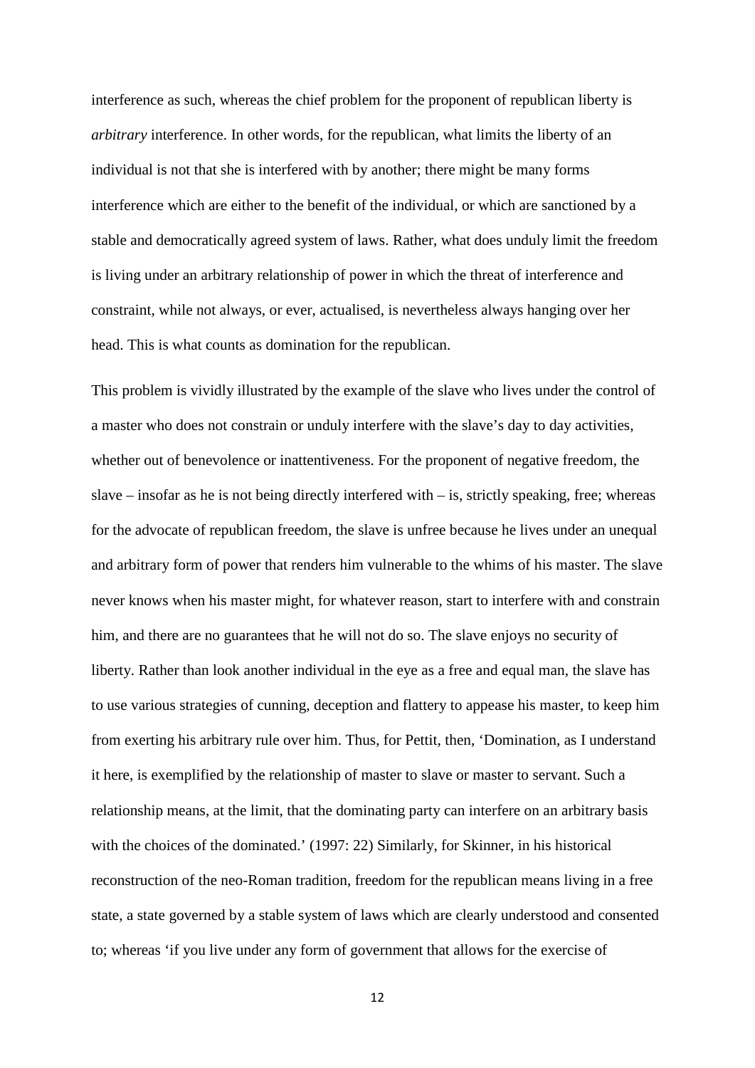interference as such, whereas the chief problem for the proponent of republican liberty is *arbitrary* interference. In other words, for the republican, what limits the liberty of an individual is not that she is interfered with by another; there might be many forms interference which are either to the benefit of the individual, or which are sanctioned by a stable and democratically agreed system of laws. Rather, what does unduly limit the freedom is living under an arbitrary relationship of power in which the threat of interference and constraint, while not always, or ever, actualised, is nevertheless always hanging over her head. This is what counts as domination for the republican.

This problem is vividly illustrated by the example of the slave who lives under the control of a master who does not constrain or unduly interfere with the slave's day to day activities, whether out of benevolence or inattentiveness. For the proponent of negative freedom, the slave – insofar as he is not being directly interfered with – is, strictly speaking, free; whereas for the advocate of republican freedom, the slave is unfree because he lives under an unequal and arbitrary form of power that renders him vulnerable to the whims of his master. The slave never knows when his master might, for whatever reason, start to interfere with and constrain him, and there are no guarantees that he will not do so. The slave enjoys no security of liberty. Rather than look another individual in the eye as a free and equal man, the slave has to use various strategies of cunning, deception and flattery to appease his master, to keep him from exerting his arbitrary rule over him. Thus, for Pettit, then, 'Domination, as I understand it here, is exemplified by the relationship of master to slave or master to servant. Such a relationship means, at the limit, that the dominating party can interfere on an arbitrary basis with the choices of the dominated.' (1997: 22) Similarly, for Skinner, in his historical reconstruction of the neo-Roman tradition, freedom for the republican means living in a free state, a state governed by a stable system of laws which are clearly understood and consented to; whereas 'if you live under any form of government that allows for the exercise of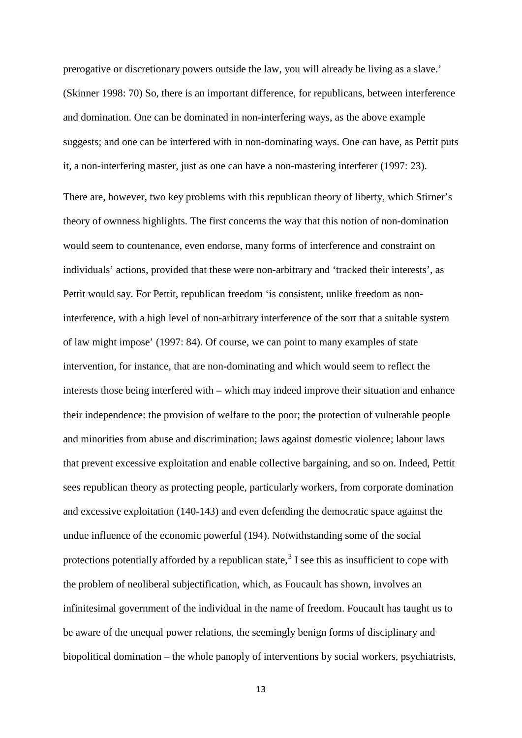prerogative or discretionary powers outside the law, you will already be living as a slave.' (Skinner 1998: 70) So, there is an important difference, for republicans, between interference and domination. One can be dominated in non-interfering ways, as the above example suggests; and one can be interfered with in non-dominating ways. One can have, as Pettit puts it, a non-interfering master, just as one can have a non-mastering interferer (1997: 23).

There are, however, two key problems with this republican theory of liberty, which Stirner's theory of ownness highlights. The first concerns the way that this notion of non-domination would seem to countenance, even endorse, many forms of interference and constraint on individuals' actions, provided that these were non-arbitrary and 'tracked their interests', as Pettit would say. For Pettit, republican freedom 'is consistent, unlike freedom as non-interference, with a high level of non-arbitrary interference of the sort that a suitable system of law might impose' (1997: 84). Of course, we can point to many examples of state intervention, for instance, that are non-dominating and which would seem to reflect the interests those being interfered with – which may indeed improve their situation and enhance their independence: the provision of welfare to the poor; the protection of vulnerable people and minorities from abuse and discrimination; laws against domestic violence; labour laws that prevent excessive exploitation and enable collective bargaining, and so on. Indeed, Pettit sees republican theory as protecting people, particularly workers, from corporate domination and excessive exploitation (140-143) and even defending the democratic space against the undue influence of the economic powerful (194). Notwithstanding some of the social protections potentially afforded by a republican state,[3] I see this as insufficient to cope with the problem of neoliberal subjectification, which, as Foucault has shown, involves an infinitesimal government of the individual in the name of freedom. Foucault has taught us to be aware of the unequal power relations, the seemingly benign forms of disciplinary and biopolitical domination – the whole panoply of interventions by social workers, psychiatrists,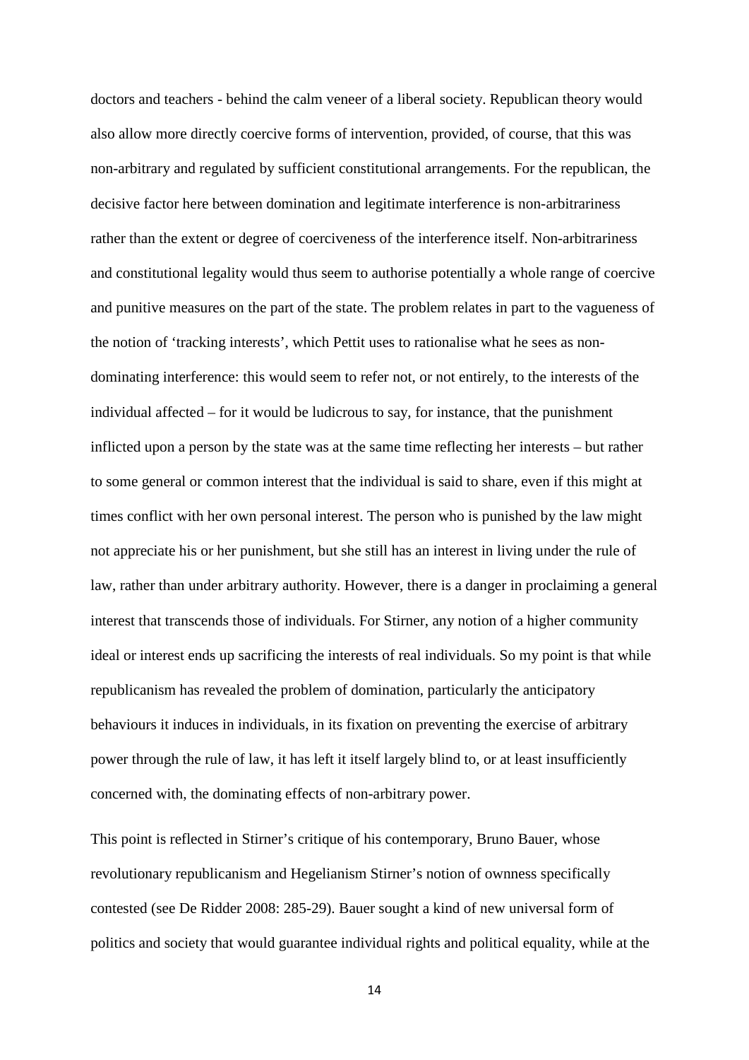doctors and teachers - behind the calm veneer of a liberal society. Republican theory would also allow more directly coercive forms of intervention, provided, of course, that this was non-arbitrary and regulated by sufficient constitutional arrangements. For the republican, the decisive factor here between domination and legitimate interference is non-arbitrariness rather than the extent or degree of coerciveness of the interference itself. Non-arbitrariness and constitutional legality would thus seem to authorise potentially a whole range of coercive and punitive measures on the part of the state. The problem relates in part to the vagueness of the notion of 'tracking interests', which Pettit uses to rationalise what he sees as non-dominating interference: this would seem to refer not, or not entirely, to the interests of the individual affected – for it would be ludicrous to say, for instance, that the punishment inflicted upon a person by the state was at the same time reflecting her interests – but rather to some general or common interest that the individual is said to share, even if this might at times conflict with her own personal interest. The person who is punished by the law might not appreciate his or her punishment, but she still has an interest in living under the rule of law, rather than under arbitrary authority. However, there is a danger in proclaiming a general interest that transcends those of individuals. For Stirner, any notion of a higher community ideal or interest ends up sacrificing the interests of real individuals. So my point is that while republicanism has revealed the problem of domination, particularly the anticipatory behaviours it induces in individuals, in its fixation on preventing the exercise of arbitrary power through the rule of law, it has left it itself largely blind to, or at least insufficiently concerned with, the dominating effects of non-arbitrary power.

This point is reflected in Stirner's critique of his contemporary, Bruno Bauer, whose revolutionary republicanism and Hegelianism Stirner's notion of ownness specifically contested (see De Ridder 2008: 285-29). Bauer sought a kind of new universal form of politics and society that would guarantee individual rights and political equality, while at the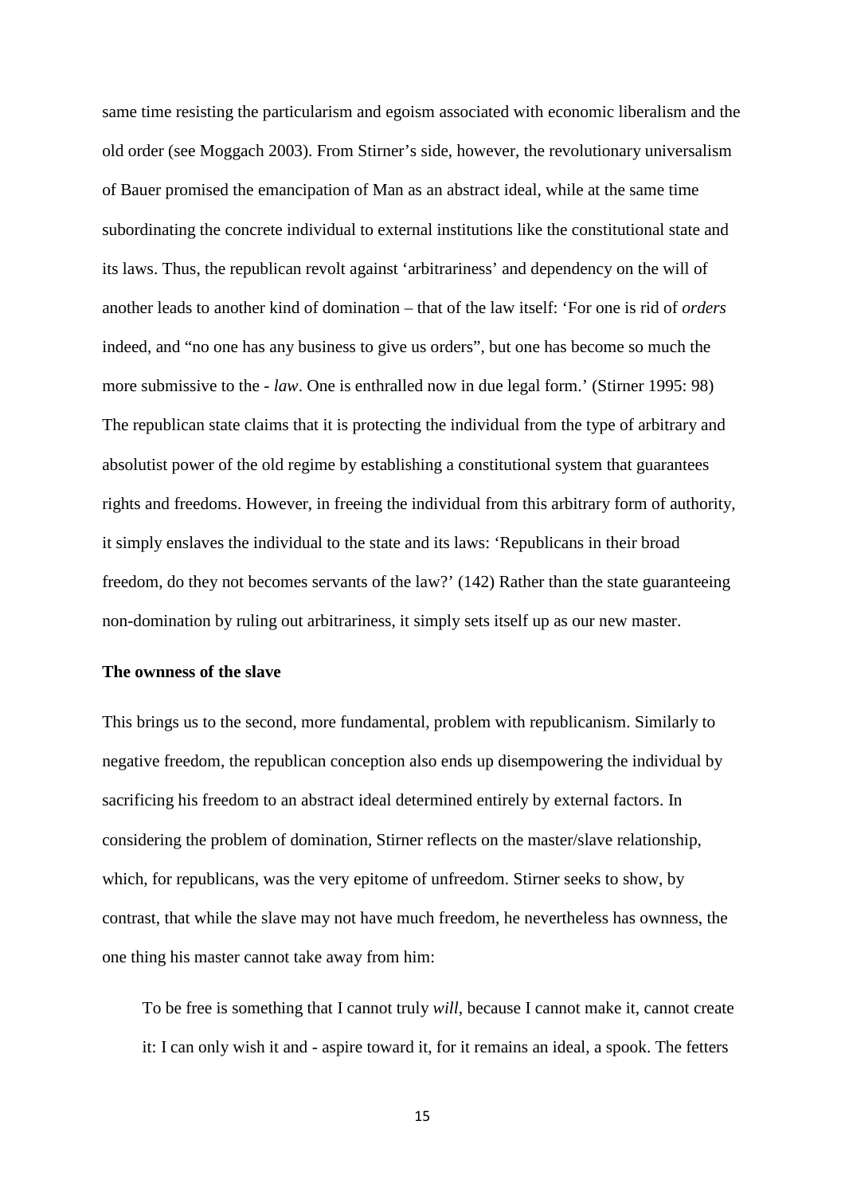same time resisting the particularism and egoism associated with economic liberalism and the old order (see Moggach 2003). From Stirner's side, however, the revolutionary universalism of Bauer promised the emancipation of Man as an abstract ideal, while at the same time subordinating the concrete individual to external institutions like the constitutional state and its laws. Thus, the republican revolt against 'arbitrariness' and dependency on the will of another leads to another kind of domination – that of the law itself: 'For one is rid of *orders* indeed, and "no one has any business to give us orders", but one has become so much the more submissive to the - *law*. One is enthralled now in due legal form.' (Stirner 1995: 98) The republican state claims that it is protecting the individual from the type of arbitrary and absolutist power of the old regime by establishing a constitutional system that guarantees rights and freedoms. However, in freeing the individual from this arbitrary form of authority, it simply enslaves the individual to the state and its laws: 'Republicans in their broad freedom, do they not becomes servants of the law?' (142) Rather than the state guaranteeing non-domination by ruling out arbitrariness, it simply sets itself up as our new master.

### The ownness of the slave

This brings us to the second, more fundamental, problem with republicanism. Similarly to negative freedom, the republican conception also ends up disempowering the individual by sacrificing his freedom to an abstract ideal determined entirely by external factors. In considering the problem of domination, Stirner reflects on the master/slave relationship, which, for republicans, was the very epitome of unfreedom. Stirner seeks to show, by contrast, that while the slave may not have much freedom, he nevertheless has ownness, the one thing his master cannot take away from him:

> To be free is something that I cannot truly *will*, because I cannot make it, cannot create it: I can only wish it and - aspire toward it, for it remains an ideal, a spook. The fetters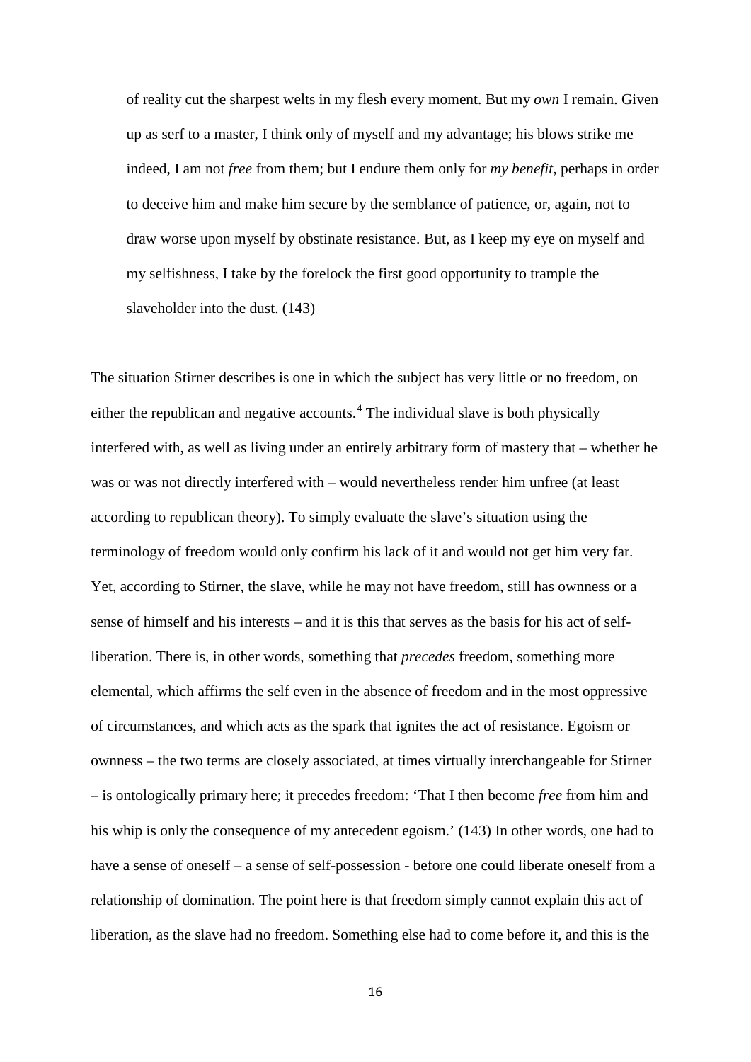> of reality cut the sharpest welts in my flesh every moment. But my *own* I remain. Given up as serf to a master, I think only of myself and my advantage; his blows strike me indeed, I am not *free* from them; but I endure them only for *my benefit,* perhaps in order to deceive him and make him secure by the semblance of patience, or, again, not to draw worse upon myself by obstinate resistance. But, as I keep my eye on myself and my selfishness, I take by the forelock the first good opportunity to trample the slaveholder into the dust. (143)

The situation Stirner describes is one in which the subject has very little or no freedom, on either the republican and negative accounts.[4] The individual slave is both physically interfered with, as well as living under an entirely arbitrary form of mastery that – whether he was or was not directly interfered with – would nevertheless render him unfree (at least according to republican theory). To simply evaluate the slave's situation using the terminology of freedom would only confirm his lack of it and would not get him very far. Yet, according to Stirner, the slave, while he may not have freedom, still has ownness or a sense of himself and his interests – and it is this that serves as the basis for his act of self-liberation. There is, in other words, something that *precedes* freedom, something more elemental, which affirms the self even in the absence of freedom and in the most oppressive of circumstances, and which acts as the spark that ignites the act of resistance. Egoism or ownness – the two terms are closely associated, at times virtually interchangeable for Stirner – is ontologically primary here; it precedes freedom: 'That I then become *free* from him and his whip is only the consequence of my antecedent egoism.' (143) In other words, one had to have a sense of oneself – a sense of self-possession - before one could liberate oneself from a relationship of domination. The point here is that freedom simply cannot explain this act of liberation, as the slave had no freedom. Something else had to come before it, and this is the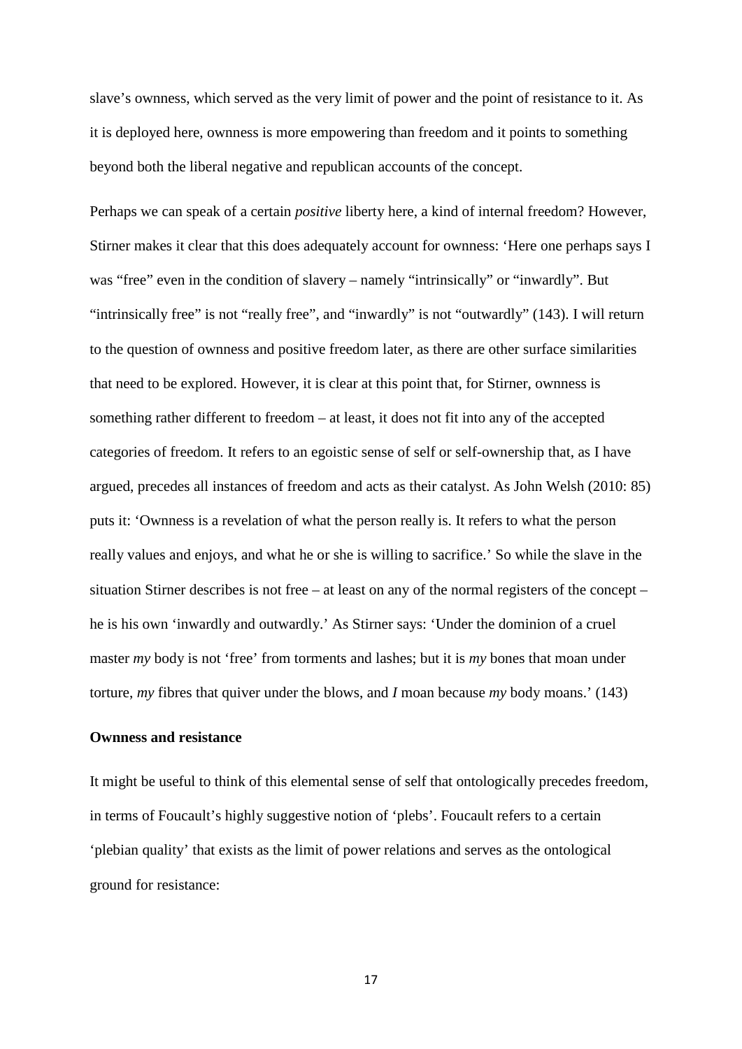slave's ownness, which served as the very limit of power and the point of resistance to it. As it is deployed here, ownness is more empowering than freedom and it points to something beyond both the liberal negative and republican accounts of the concept.

Perhaps we can speak of a certain *positive* liberty here, a kind of internal freedom? However, Stirner makes it clear that this does adequately account for ownness: 'Here one perhaps says I was "free" even in the condition of slavery – namely "intrinsically" or "inwardly". But "intrinsically free" is not "really free", and "inwardly" is not "outwardly" (143). I will return to the question of ownness and positive freedom later, as there are other surface similarities that need to be explored. However, it is clear at this point that, for Stirner, ownness is something rather different to freedom – at least, it does not fit into any of the accepted categories of freedom. It refers to an egoistic sense of self or self-ownership that, as I have argued, precedes all instances of freedom and acts as their catalyst. As John Welsh (2010: 85) puts it: 'Ownness is a revelation of what the person really is. It refers to what the person really values and enjoys, and what he or she is willing to sacrifice.' So while the slave in the situation Stirner describes is not free – at least on any of the normal registers of the concept – he is his own 'inwardly and outwardly.' As Stirner says: 'Under the dominion of a cruel master *my* body is not 'free' from torments and lashes; but it is *my* bones that moan under torture, *my* fibres that quiver under the blows, and *I* moan because *my* body moans.' (143)

### Ownness and resistance

It might be useful to think of this elemental sense of self that ontologically precedes freedom, in terms of Foucault's highly suggestive notion of 'plebs'. Foucault refers to a certain 'plebian quality' that exists as the limit of power relations and serves as the ontological ground for resistance: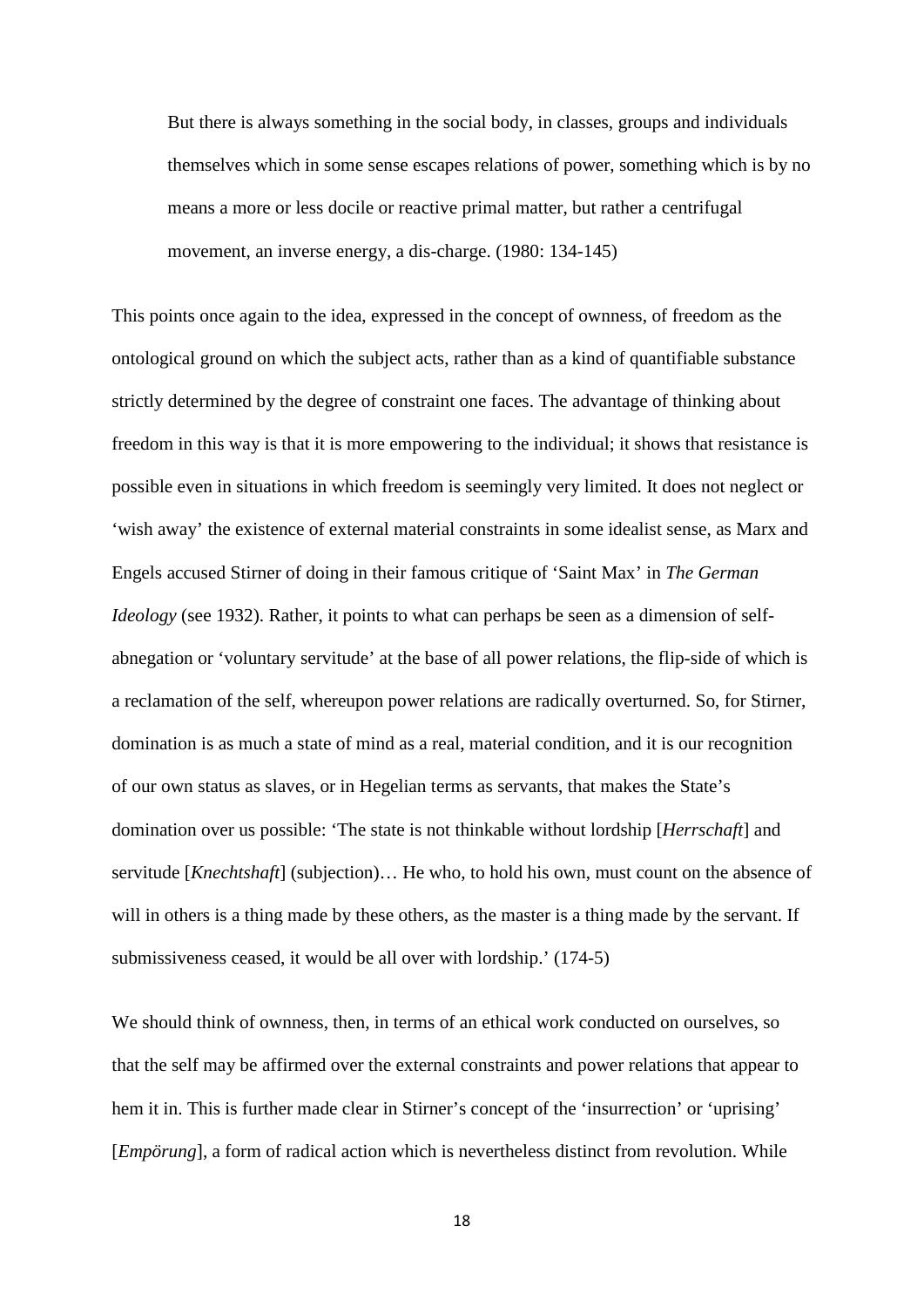> But there is always something in the social body, in classes, groups and individuals themselves which in some sense escapes relations of power, something which is by no means a more or less docile or reactive primal matter, but rather a centrifugal movement, an inverse energy, a dis-charge. (1980: 134-145)

This points once again to the idea, expressed in the concept of ownness, of freedom as the ontological ground on which the subject acts, rather than as a kind of quantifiable substance strictly determined by the degree of constraint one faces. The advantage of thinking about freedom in this way is that it is more empowering to the individual; it shows that resistance is possible even in situations in which freedom is seemingly very limited. It does not neglect or 'wish away' the existence of external material constraints in some idealist sense, as Marx and Engels accused Stirner of doing in their famous critique of 'Saint Max' in *The German Ideology* (see 1932). Rather, it points to what can perhaps be seen as a dimension of self-abnegation or 'voluntary servitude' at the base of all power relations, the flip-side of which is a reclamation of the self, whereupon power relations are radically overturned. So, for Stirner, domination is as much a state of mind as a real, material condition, and it is our recognition of our own status as slaves, or in Hegelian terms as servants, that makes the State's domination over us possible: 'The state is not thinkable without lordship [*Herrschaft*] and servitude [*Knechtshaft*] (subjection)… He who, to hold his own, must count on the absence of will in others is a thing made by these others, as the master is a thing made by the servant. If submissiveness ceased, it would be all over with lordship.' (174-5)

We should think of ownness, then, in terms of an ethical work conducted on ourselves, so that the self may be affirmed over the external constraints and power relations that appear to hem it in. This is further made clear in Stirner's concept of the 'insurrection' or 'uprising' [*Empörung*], a form of radical action which is nevertheless distinct from revolution. While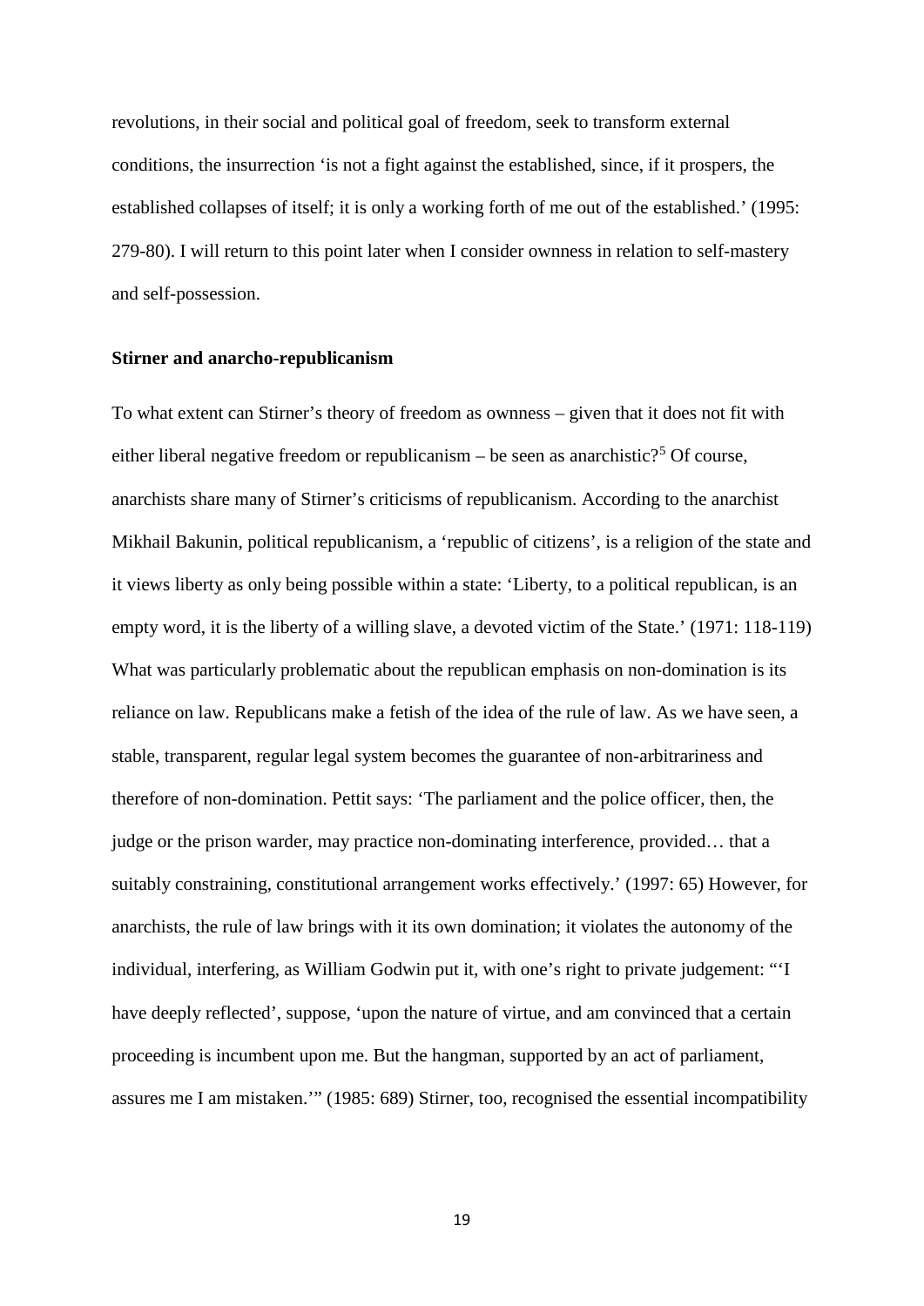revolutions, in their social and political goal of freedom, seek to transform external conditions, the insurrection 'is not a fight against the established, since, if it prospers, the established collapses of itself; it is only a working forth of me out of the established.' (1995: 279-80). I will return to this point later when I consider ownness in relation to self-mastery and self-possession.

**Stirner and anarcho-republicanism**

To what extent can Stirner's theory of freedom as ownness – given that it does not fit with either liberal negative freedom or republicanism – be seen as anarchistic?[5] Of course, anarchists share many of Stirner's criticisms of republicanism. According to the anarchist Mikhail Bakunin, political republicanism, a 'republic of citizens', is a religion of the state and it views liberty as only being possible within a state: 'Liberty, to a political republican, is an empty word, it is the liberty of a willing slave, a devoted victim of the State.' (1971: 118-119) What was particularly problematic about the republican emphasis on non-domination is its reliance on law. Republicans make a fetish of the idea of the rule of law. As we have seen, a stable, transparent, regular legal system becomes the guarantee of non-arbitrariness and therefore of non-domination. Pettit says: 'The parliament and the police officer, then, the judge or the prison warder, may practice non-dominating interference, provided… that a suitably constraining, constitutional arrangement works effectively.' (1997: 65) However, for anarchists, the rule of law brings with it its own domination; it violates the autonomy of the individual, interfering, as William Godwin put it, with one's right to private judgement: "'I have deeply reflected', suppose, 'upon the nature of virtue, and am convinced that a certain proceeding is incumbent upon me. But the hangman, supported by an act of parliament, assures me I am mistaken.'" (1985: 689) Stirner, too, recognised the essential incompatibility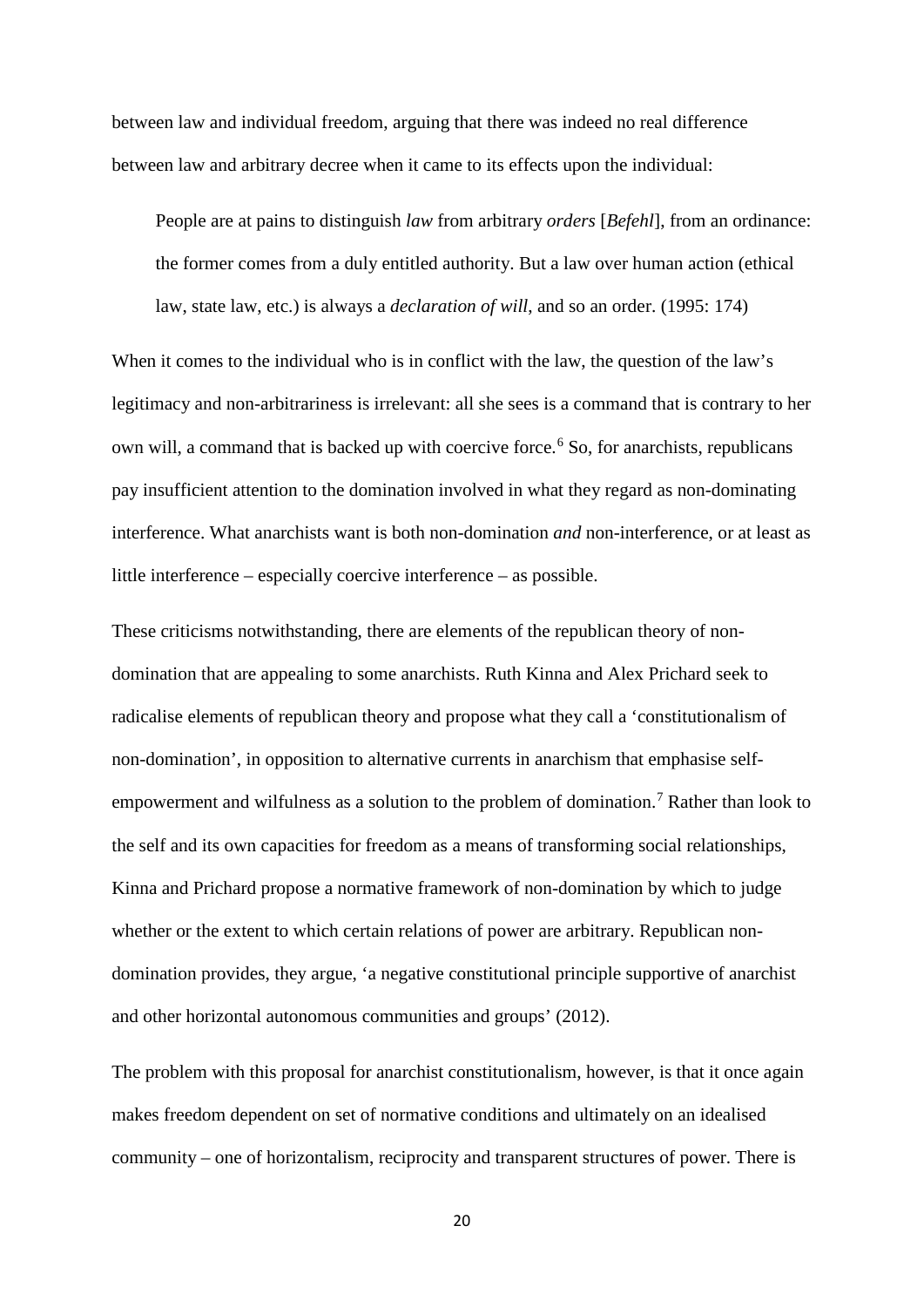between law and individual freedom, arguing that there was indeed no real difference between law and arbitrary decree when it came to its effects upon the individual:

> People are at pains to distinguish *law* from arbitrary *orders* [*Befehl*], from an ordinance: the former comes from a duly entitled authority. But a law over human action (ethical law, state law, etc.) is always a *declaration of will*, and so an order. (1995: 174)

When it comes to the individual who is in conflict with the law, the question of the law's legitimacy and non-arbitrariness is irrelevant: all she sees is a command that is contrary to her own will, a command that is backed up with coercive force.[6] So, for anarchists, republicans pay insufficient attention to the domination involved in what they regard as non-dominating interference. What anarchists want is both non-domination *and* non-interference, or at least as little interference – especially coercive interference – as possible.

These criticisms notwithstanding, there are elements of the republican theory of non-domination that are appealing to some anarchists. Ruth Kinna and Alex Prichard seek to radicalise elements of republican theory and propose what they call a 'constitutionalism of non-domination', in opposition to alternative currents in anarchism that emphasise self-empowerment and wilfulness as a solution to the problem of domination.[7] Rather than look to the self and its own capacities for freedom as a means of transforming social relationships, Kinna and Prichard propose a normative framework of non-domination by which to judge whether or the extent to which certain relations of power are arbitrary. Republican non-domination provides, they argue, 'a negative constitutional principle supportive of anarchist and other horizontal autonomous communities and groups' (2012).

The problem with this proposal for anarchist constitutionalism, however, is that it once again makes freedom dependent on set of normative conditions and ultimately on an idealised community – one of horizontalism, reciprocity and transparent structures of power. There is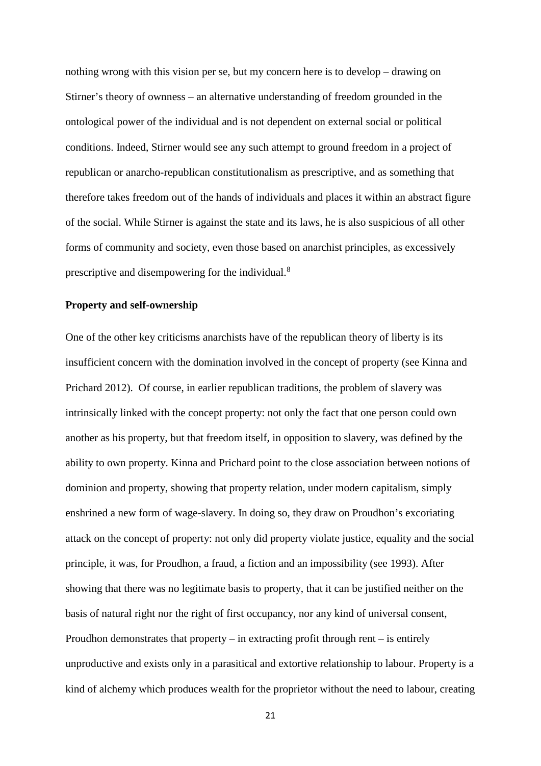nothing wrong with this vision per se, but my concern here is to develop – drawing on Stirner's theory of ownness – an alternative understanding of freedom grounded in the ontological power of the individual and is not dependent on external social or political conditions. Indeed, Stirner would see any such attempt to ground freedom in a project of republican or anarcho-republican constitutionalism as prescriptive, and as something that therefore takes freedom out of the hands of individuals and places it within an abstract figure of the social. While Stirner is against the state and its laws, he is also suspicious of all other forms of community and society, even those based on anarchist principles, as excessively prescriptive and disempowering for the individual.[8]

**Property and self-ownership**

One of the other key criticisms anarchists have of the republican theory of liberty is its insufficient concern with the domination involved in the concept of property (see Kinna and Prichard 2012). Of course, in earlier republican traditions, the problem of slavery was intrinsically linked with the concept property: not only the fact that one person could own another as his property, but that freedom itself, in opposition to slavery, was defined by the ability to own property. Kinna and Prichard point to the close association between notions of dominion and property, showing that property relation, under modern capitalism, simply enshrined a new form of wage-slavery. In doing so, they draw on Proudhon's excoriating attack on the concept of property: not only did property violate justice, equality and the social principle, it was, for Proudhon, a fraud, a fiction and an impossibility (see 1993). After showing that there was no legitimate basis to property, that it can be justified neither on the basis of natural right nor the right of first occupancy, nor any kind of universal consent, Proudhon demonstrates that property – in extracting profit through rent – is entirely unproductive and exists only in a parasitical and extortive relationship to labour. Property is a kind of alchemy which produces wealth for the proprietor without the need to labour, creating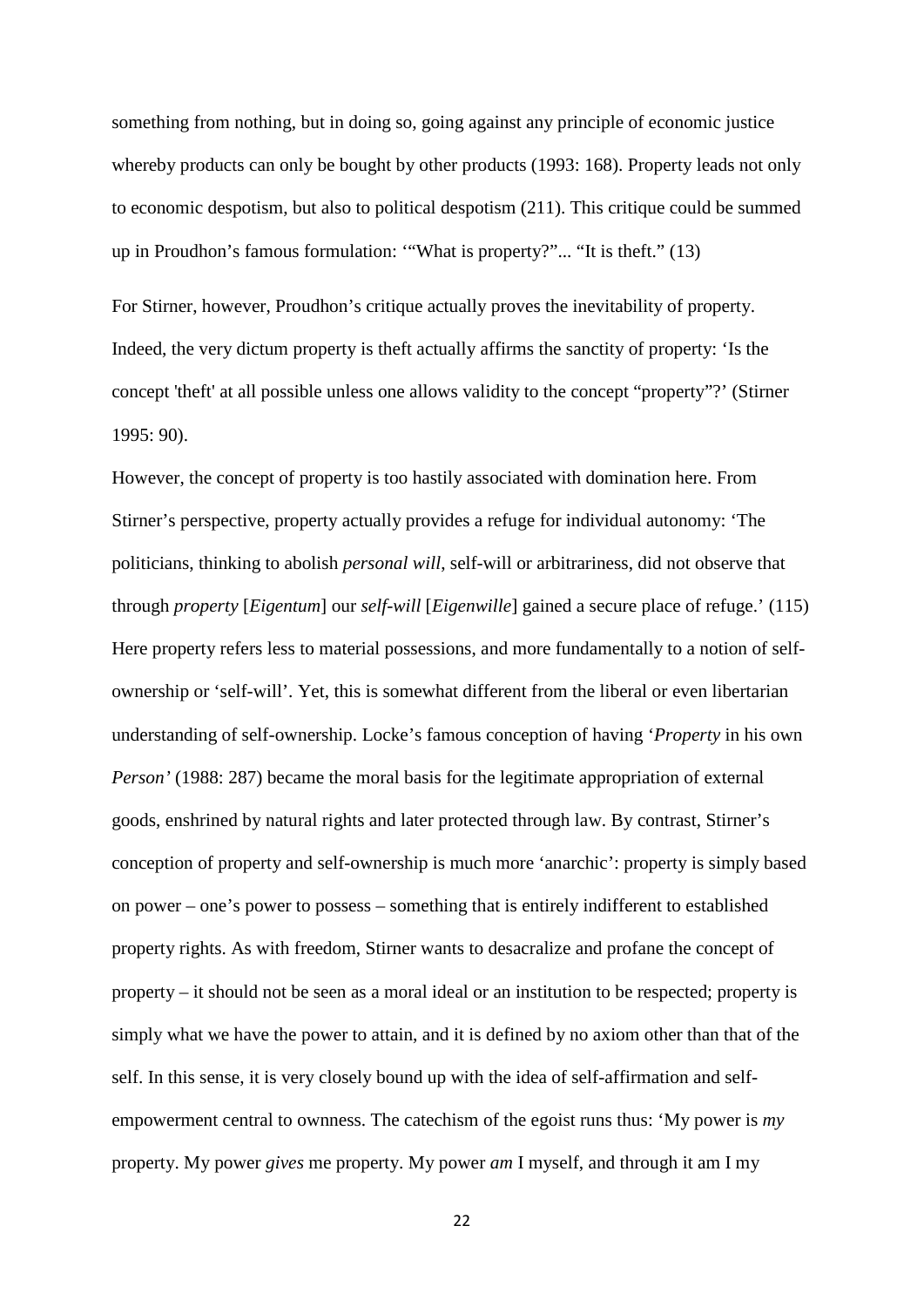something from nothing, but in doing so, going against any principle of economic justice whereby products can only be bought by other products (1993: 168). Property leads not only to economic despotism, but also to political despotism (211). This critique could be summed up in Proudhon's famous formulation: '"What is property?"... "It is theft." (13)

For Stirner, however, Proudhon's critique actually proves the inevitability of property. Indeed, the very dictum property is theft actually affirms the sanctity of property: 'Is the concept 'theft' at all possible unless one allows validity to the concept "property"?' (Stirner 1995: 90).

However, the concept of property is too hastily associated with domination here. From Stirner's perspective, property actually provides a refuge for individual autonomy: 'The politicians, thinking to abolish *personal will*, self-will or arbitrariness, did not observe that through *property* [*Eigentum*] our *self-will* [*Eigenwille*] gained a secure place of refuge.' (115) Here property refers less to material possessions, and more fundamentally to a notion of self-ownership or 'self-will'. Yet, this is somewhat different from the liberal or even libertarian understanding of self-ownership. Locke's famous conception of having '*Property* in his own *Person'* (1988: 287) became the moral basis for the legitimate appropriation of external goods, enshrined by natural rights and later protected through law. By contrast, Stirner's conception of property and self-ownership is much more 'anarchic': property is simply based on power – one's power to possess – something that is entirely indifferent to established property rights. As with freedom, Stirner wants to desacralize and profane the concept of property – it should not be seen as a moral ideal or an institution to be respected; property is simply what we have the power to attain, and it is defined by no axiom other than that of the self. In this sense, it is very closely bound up with the idea of self-affirmation and self-empowerment central to ownness. The catechism of the egoist runs thus: 'My power is *my* property. My power *gives* me property. My power *am* I myself, and through it am I my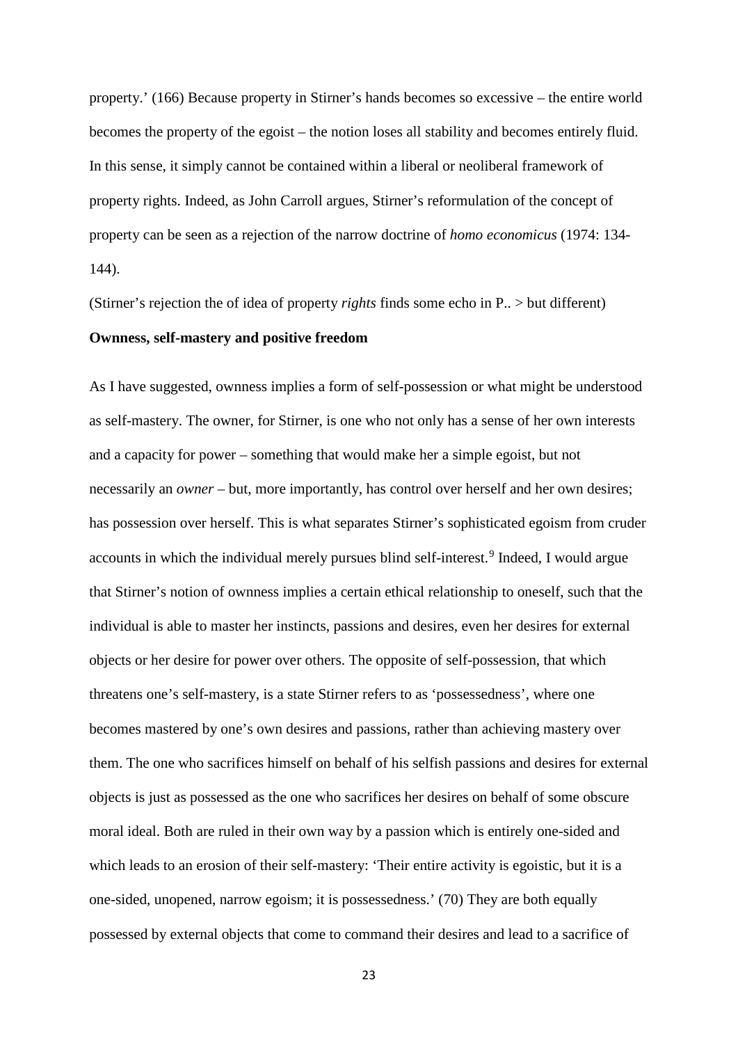property.' (166) Because property in Stirner's hands becomes so excessive – the entire world becomes the property of the egoist – the notion loses all stability and becomes entirely fluid. In this sense, it simply cannot be contained within a liberal or neoliberal framework of property rights. Indeed, as John Carroll argues, Stirner's reformulation of the concept of property can be seen as a rejection of the narrow doctrine of *homo economicus* (1974: 134-144).

(Stirner's rejection the of idea of property *rights* finds some echo in P.. > but different)

**Ownness, self-mastery and positive freedom**

As I have suggested, ownness implies a form of self-possession or what might be understood as self-mastery. The owner, for Stirner, is one who not only has a sense of her own interests and a capacity for power – something that would make her a simple egoist, but not necessarily an *owner* – but, more importantly, has control over herself and her own desires; has possession over herself. This is what separates Stirner's sophisticated egoism from cruder accounts in which the individual merely pursues blind self-interest.[9] Indeed, I would argue that Stirner's notion of ownness implies a certain ethical relationship to oneself, such that the individual is able to master her instincts, passions and desires, even her desires for external objects or her desire for power over others. The opposite of self-possession, that which threatens one's self-mastery, is a state Stirner refers to as 'possessedness', where one becomes mastered by one's own desires and passions, rather than achieving mastery over them. The one who sacrifices himself on behalf of his selfish passions and desires for external objects is just as possessed as the one who sacrifices her desires on behalf of some obscure moral ideal. Both are ruled in their own way by a passion which is entirely one-sided and which leads to an erosion of their self-mastery: 'Their entire activity is egoistic, but it is a one-sided, unopened, narrow egoism; it is possessedness.' (70) They are both equally possessed by external objects that come to command their desires and lead to a sacrifice of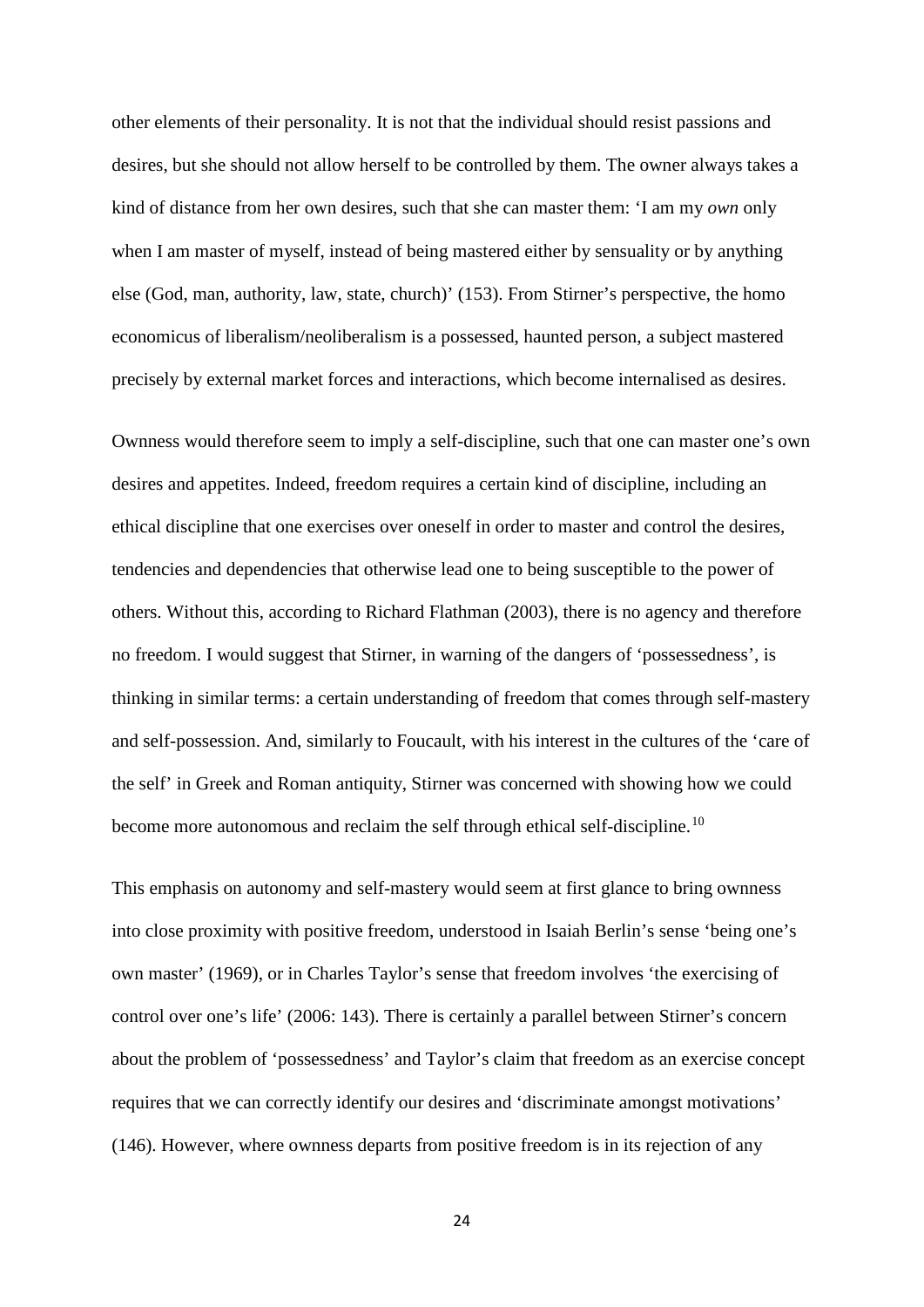other elements of their personality. It is not that the individual should resist passions and desires, but she should not allow herself to be controlled by them. The owner always takes a kind of distance from her own desires, such that she can master them: 'I am my *own* only when I am master of myself, instead of being mastered either by sensuality or by anything else (God, man, authority, law, state, church)' (153). From Stirner's perspective, the homo economicus of liberalism/neoliberalism is a possessed, haunted person, a subject mastered precisely by external market forces and interactions, which become internalised as desires.

Ownness would therefore seem to imply a self-discipline, such that one can master one's own desires and appetites. Indeed, freedom requires a certain kind of discipline, including an ethical discipline that one exercises over oneself in order to master and control the desires, tendencies and dependencies that otherwise lead one to being susceptible to the power of others. Without this, according to Richard Flathman (2003), there is no agency and therefore no freedom. I would suggest that Stirner, in warning of the dangers of 'possessedness', is thinking in similar terms: a certain understanding of freedom that comes through self-mastery and self-possession. And, similarly to Foucault, with his interest in the cultures of the 'care of the self' in Greek and Roman antiquity, Stirner was concerned with showing how we could become more autonomous and reclaim the self through ethical self-discipline.[10]

This emphasis on autonomy and self-mastery would seem at first glance to bring ownness into close proximity with positive freedom, understood in Isaiah Berlin's sense 'being one's own master' (1969), or in Charles Taylor's sense that freedom involves 'the exercising of control over one's life' (2006: 143). There is certainly a parallel between Stirner's concern about the problem of 'possessedness' and Taylor's claim that freedom as an exercise concept requires that we can correctly identify our desires and 'discriminate amongst motivations' (146). However, where ownness departs from positive freedom is in its rejection of any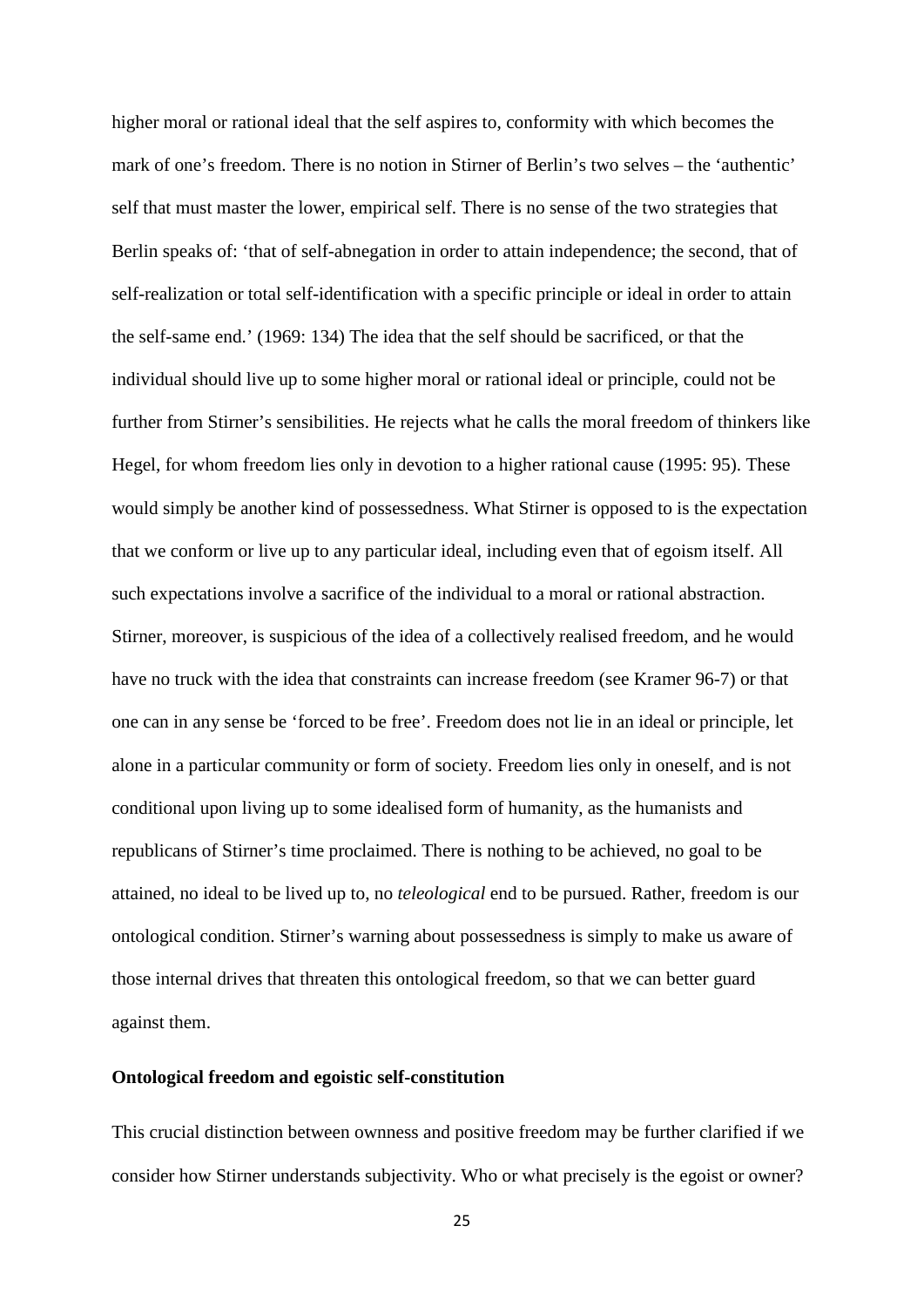higher moral or rational ideal that the self aspires to, conformity with which becomes the mark of one's freedom. There is no notion in Stirner of Berlin's two selves – the 'authentic' self that must master the lower, empirical self. There is no sense of the two strategies that Berlin speaks of: 'that of self-abnegation in order to attain independence; the second, that of self-realization or total self-identification with a specific principle or ideal in order to attain the self-same end.' (1969: 134) The idea that the self should be sacrificed, or that the individual should live up to some higher moral or rational ideal or principle, could not be further from Stirner's sensibilities. He rejects what he calls the moral freedom of thinkers like Hegel, for whom freedom lies only in devotion to a higher rational cause (1995: 95). These would simply be another kind of possessedness. What Stirner is opposed to is the expectation that we conform or live up to any particular ideal, including even that of egoism itself. All such expectations involve a sacrifice of the individual to a moral or rational abstraction. Stirner, moreover, is suspicious of the idea of a collectively realised freedom, and he would have no truck with the idea that constraints can increase freedom (see Kramer 96-7) or that one can in any sense be 'forced to be free'. Freedom does not lie in an ideal or principle, let alone in a particular community or form of society. Freedom lies only in oneself, and is not conditional upon living up to some idealised form of humanity, as the humanists and republicans of Stirner's time proclaimed. There is nothing to be achieved, no goal to be attained, no ideal to be lived up to, no *teleological* end to be pursued. Rather, freedom is our ontological condition. Stirner's warning about possessedness is simply to make us aware of those internal drives that threaten this ontological freedom, so that we can better guard against them.

### Ontological freedom and egoistic self-constitution

This crucial distinction between ownness and positive freedom may be further clarified if we consider how Stirner understands subjectivity. Who or what precisely is the egoist or owner?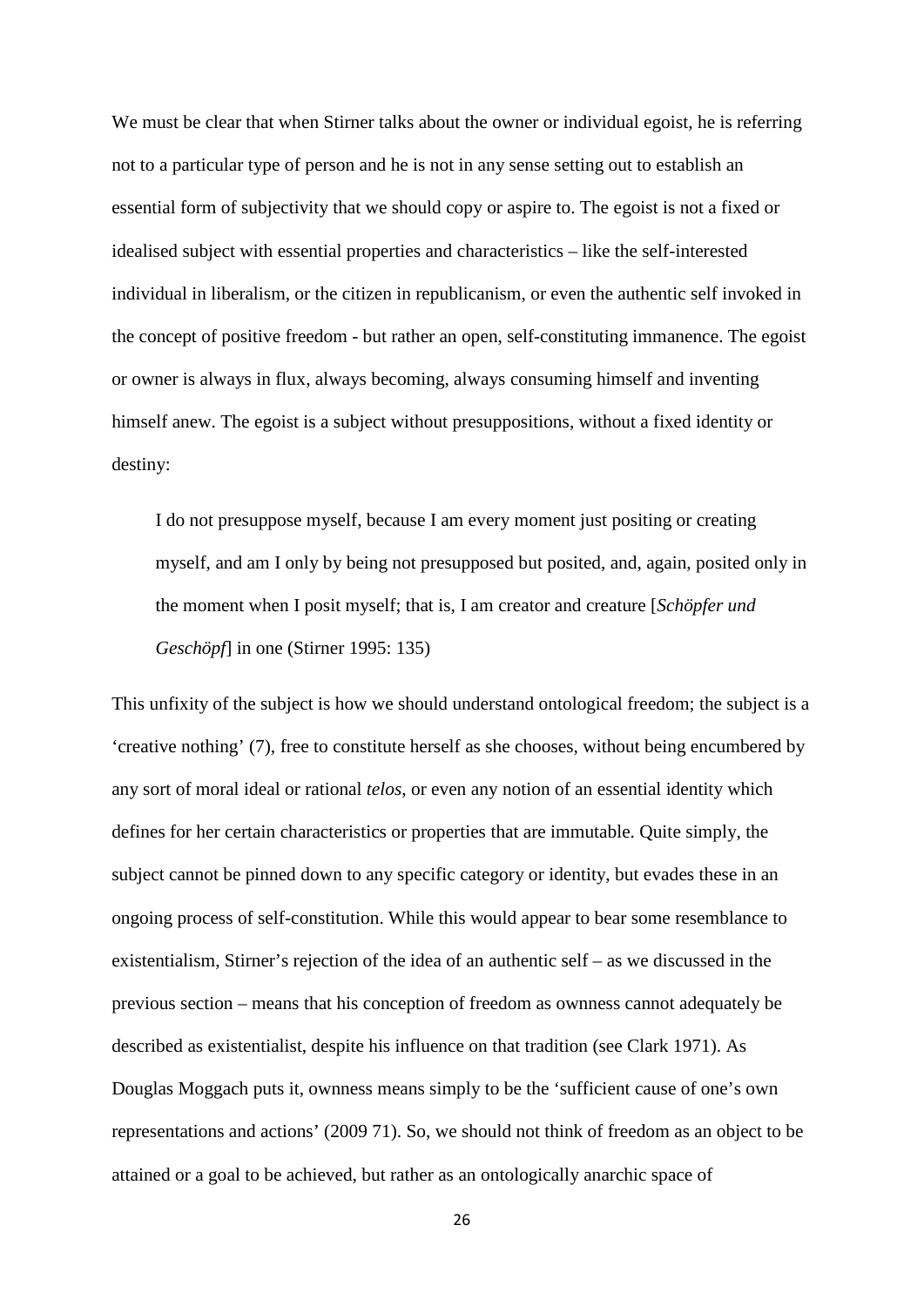We must be clear that when Stirner talks about the owner or individual egoist, he is referring not to a particular type of person and he is not in any sense setting out to establish an essential form of subjectivity that we should copy or aspire to. The egoist is not a fixed or idealised subject with essential properties and characteristics – like the self-interested individual in liberalism, or the citizen in republicanism, or even the authentic self invoked in the concept of positive freedom - but rather an open, self-constituting immanence. The egoist or owner is always in flux, always becoming, always consuming himself and inventing himself anew. The egoist is a subject without presuppositions, without a fixed identity or destiny:

> I do not presuppose myself, because I am every moment just positing or creating myself, and am I only by being not presupposed but posited, and, again, posited only in the moment when I posit myself; that is, I am creator and creature [*Schöpfer und Geschöpf*] in one (Stirner 1995: 135)

This unfixity of the subject is how we should understand ontological freedom; the subject is a 'creative nothing' (7), free to constitute herself as she chooses, without being encumbered by any sort of moral ideal or rational *telos*, or even any notion of an essential identity which defines for her certain characteristics or properties that are immutable. Quite simply, the subject cannot be pinned down to any specific category or identity, but evades these in an ongoing process of self-constitution. While this would appear to bear some resemblance to existentialism, Stirner's rejection of the idea of an authentic self – as we discussed in the previous section – means that his conception of freedom as ownness cannot adequately be described as existentialist, despite his influence on that tradition (see Clark 1971). As Douglas Moggach puts it, ownness means simply to be the 'sufficient cause of one's own representations and actions' (2009 71). So, we should not think of freedom as an object to be attained or a goal to be achieved, but rather as an ontologically anarchic space of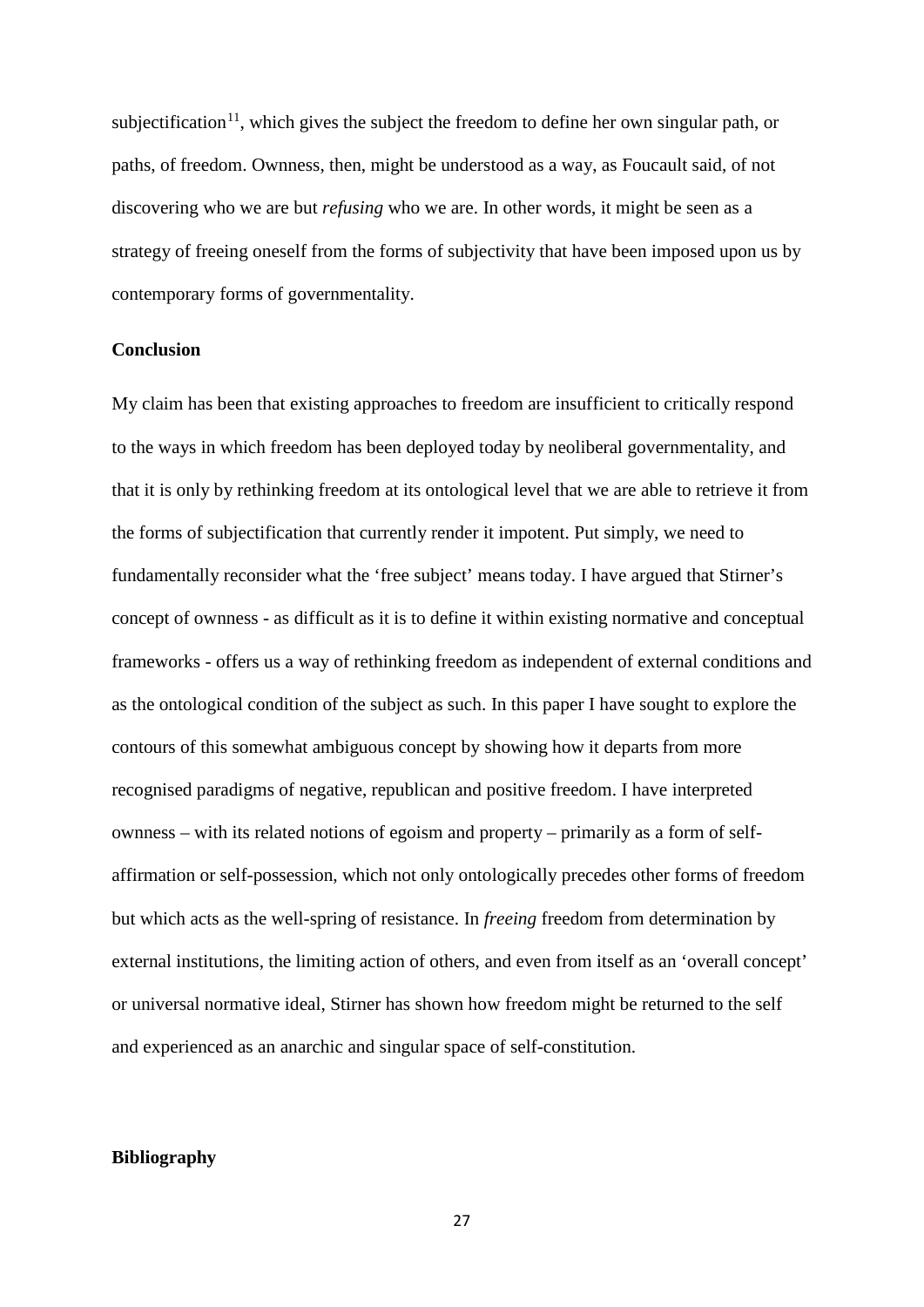subjectification[11], which gives the subject the freedom to define her own singular path, or paths, of freedom. Ownness, then, might be understood as a way, as Foucault said, of not discovering who we are but *refusing* who we are. In other words, it might be seen as a strategy of freeing oneself from the forms of subjectivity that have been imposed upon us by contemporary forms of governmentality.

## Conclusion

My claim has been that existing approaches to freedom are insufficient to critically respond to the ways in which freedom has been deployed today by neoliberal governmentality, and that it is only by rethinking freedom at its ontological level that we are able to retrieve it from the forms of subjectification that currently render it impotent. Put simply, we need to fundamentally reconsider what the 'free subject' means today. I have argued that Stirner's concept of ownness - as difficult as it is to define it within existing normative and conceptual frameworks - offers us a way of rethinking freedom as independent of external conditions and as the ontological condition of the subject as such. In this paper I have sought to explore the contours of this somewhat ambiguous concept by showing how it departs from more recognised paradigms of negative, republican and positive freedom. I have interpreted ownness – with its related notions of egoism and property – primarily as a form of self-affirmation or self-possession, which not only ontologically precedes other forms of freedom but which acts as the well-spring of resistance. In *freeing* freedom from determination by external institutions, the limiting action of others, and even from itself as an 'overall concept' or universal normative ideal, Stirner has shown how freedom might be returned to the self and experienced as an anarchic and singular space of self-constitution.

## Bibliography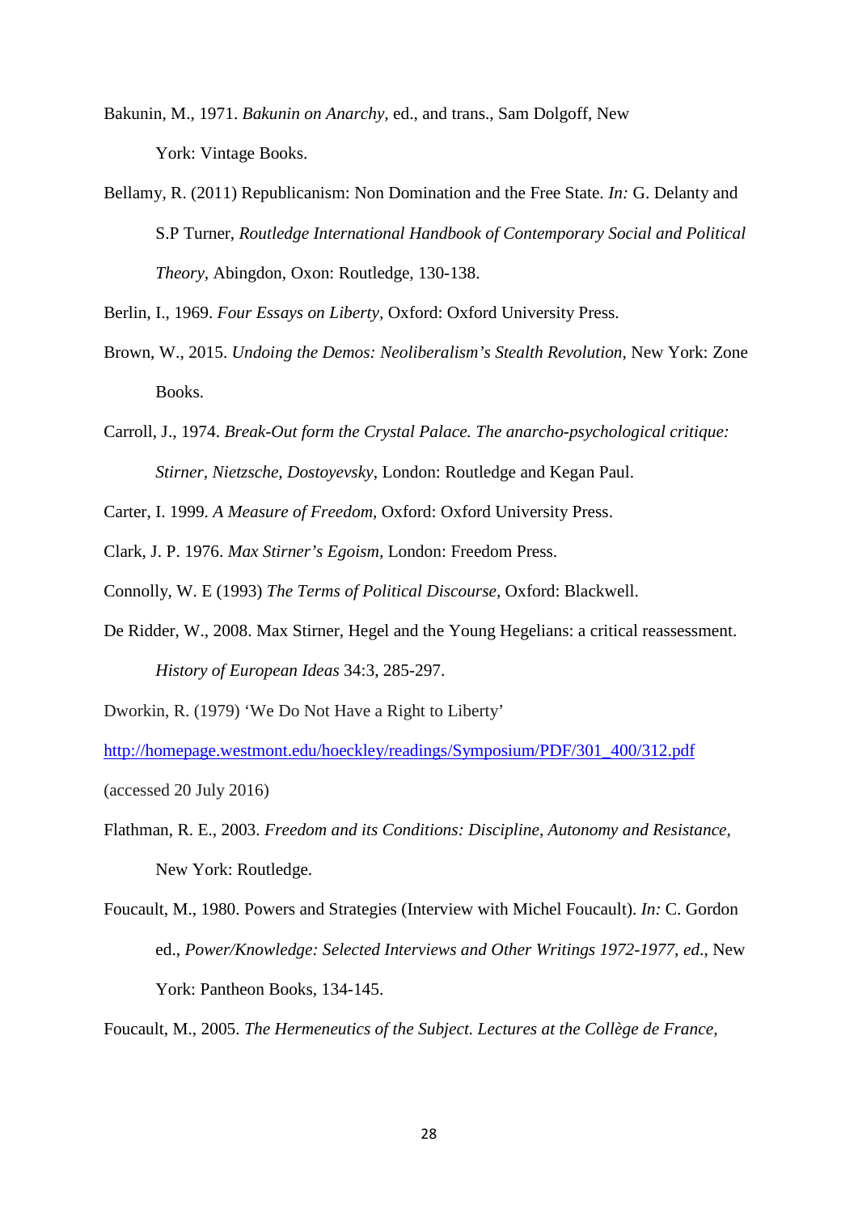Bakunin, M., 1971. *Bakunin on Anarchy*, ed., and trans., Sam Dolgoff, New York: Vintage Books.

Bellamy, R. (2011) Republicanism: Non Domination and the Free State. *In:* G. Delanty and S.P Turner, *Routledge International Handbook of Contemporary Social and Political Theory*, Abingdon, Oxon: Routledge, 130-138.

Berlin, I., 1969. *Four Essays on Liberty*, Oxford: Oxford University Press.

Brown, W., 2015. *Undoing the Demos: Neoliberalism's Stealth Revolution*, New York: Zone Books.

Carroll, J., 1974. *Break-Out form the Crystal Palace. The anarcho-psychological critique: Stirner, Nietzsche, Dostoyevsky*, London: Routledge and Kegan Paul.

Carter, I. 1999. *A Measure of Freedom*, Oxford: Oxford University Press.

Clark, J. P. 1976. *Max Stirner's Egoism*, London: Freedom Press.

Connolly, W. E (1993) *The Terms of Political Discourse*, Oxford: Blackwell.

De Ridder, W., 2008. Max Stirner, Hegel and the Young Hegelians: a critical reassessment. *History of European Ideas* 34:3, 285-297.

Dworkin, R. (1979) 'We Do Not Have a Right to Liberty' http://homepage.westmont.edu/hoeckley/readings/Symposium/PDF/301_400/312.pdf (accessed 20 July 2016)

Flathman, R. E., 2003. *Freedom and its Conditions: Discipline, Autonomy and Resistance*, New York: Routledge.

Foucault, M., 1980. Powers and Strategies (Interview with Michel Foucault). *In:* C. Gordon ed., *Power/Knowledge: Selected Interviews and Other Writings 1972-1977, ed.*, New York: Pantheon Books, 134-145.

Foucault, M., 2005. *The Hermeneutics of the Subject. Lectures at the Collège de France,*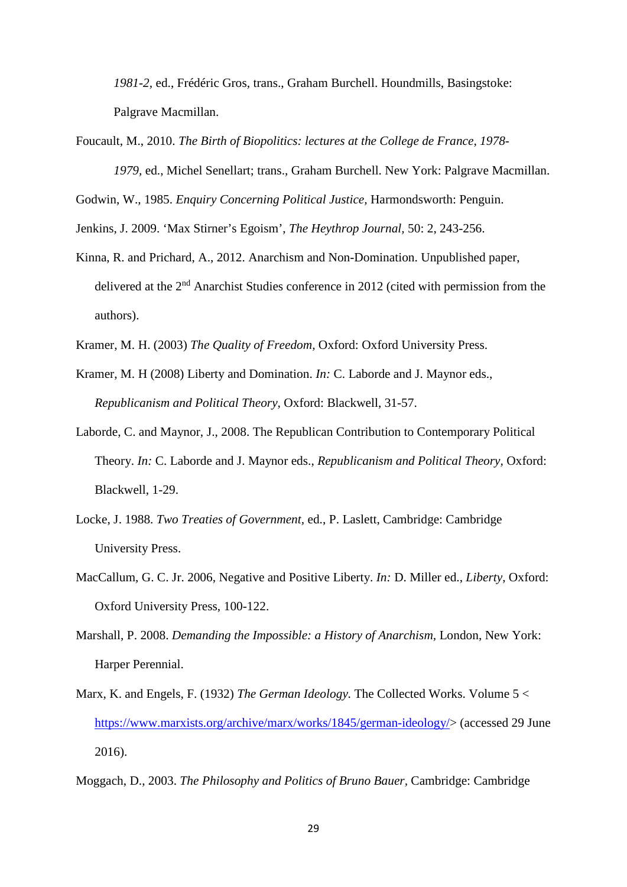*1981-2*, ed., Frédéric Gros, trans., Graham Burchell. Houndmills, Basingstoke: Palgrave Macmillan.

Foucault, M., 2010. *The Birth of Biopolitics: lectures at the College de France, 1978-1979,* ed., Michel Senellart; trans., Graham Burchell. New York: Palgrave Macmillan.

Godwin, W., 1985. *Enquiry Concerning Political Justice,* Harmondsworth: Penguin.

Jenkins, J. 2009. 'Max Stirner's Egoism', *The Heythrop Journal,* 50: 2, 243-256.

Kinna, R. and Prichard, A., 2012. Anarchism and Non-Domination. Unpublished paper, delivered at the 2nd Anarchist Studies conference in 2012 (cited with permission from the authors).

Kramer, M. H. (2003) *The Quality of Freedom,* Oxford: Oxford University Press.

Kramer, M. H (2008) Liberty and Domination. *In:* C. Laborde and J. Maynor eds., *Republicanism and Political Theory,* Oxford: Blackwell, 31-57.

Laborde, C. and Maynor, J., 2008. The Republican Contribution to Contemporary Political Theory. *In:* C. Laborde and J. Maynor eds., *Republicanism and Political Theory,* Oxford: Blackwell, 1-29.

Locke, J. 1988. *Two Treaties of Government,* ed., P. Laslett, Cambridge: Cambridge University Press.

MacCallum, G. C. Jr. 2006, Negative and Positive Liberty. *In:* D. Miller ed., *Liberty*, Oxford: Oxford University Press, 100-122.

Marshall, P. 2008. *Demanding the Impossible: a History of Anarchism,* London, New York: Harper Perennial.

Marx, K. and Engels, F. (1932) *The German Ideology.* The Collected Works. Volume 5 < https://www.marxists.org/archive/marx/works/1845/german-ideology/> (accessed 29 June 2016).

Moggach, D., 2003. *The Philosophy and Politics of Bruno Bauer*, Cambridge: Cambridge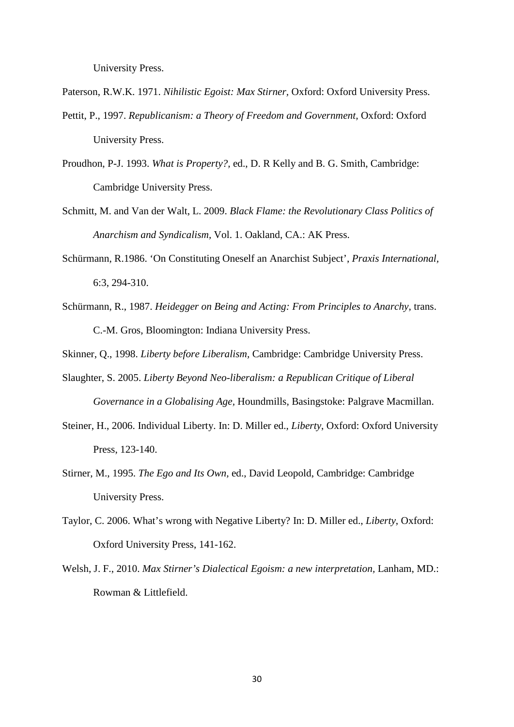University Press.

Paterson, R.W.K. 1971. *Nihilistic Egoist: Max Stirner,* Oxford: Oxford University Press.

Pettit, P., 1997. *Republicanism: a Theory of Freedom and Government,* Oxford: Oxford University Press.

Proudhon, P-J. 1993. *What is Property?,* ed., D. R Kelly and B. G. Smith, Cambridge: Cambridge University Press.

Schmitt, M. and Van der Walt, L. 2009. *Black Flame: the Revolutionary Class Politics of Anarchism and Syndicalism,* Vol. 1. Oakland, CA.: AK Press.

Schürmann, R.1986. 'On Constituting Oneself an Anarchist Subject', *Praxis International,* 6:3, 294-310.

Schürmann, R., 1987. *Heidegger on Being and Acting: From Principles to Anarchy*, trans. C.-M. Gros, Bloomington: Indiana University Press.

Skinner, Q., 1998. *Liberty before Liberalism,* Cambridge: Cambridge University Press.

Slaughter, S. 2005. *Liberty Beyond Neo-liberalism: a Republican Critique of Liberal Governance in a Globalising Age,* Houndmills, Basingstoke: Palgrave Macmillan.

Steiner, H., 2006. Individual Liberty. In: D. Miller ed., *Liberty*, Oxford: Oxford University Press, 123-140.

Stirner, M., 1995. *The Ego and Its Own,* ed., David Leopold, Cambridge: Cambridge University Press.

Taylor, C. 2006. What's wrong with Negative Liberty? In: D. Miller ed., *Liberty*, Oxford: Oxford University Press, 141-162.

Welsh, J. F., 2010. *Max Stirner's Dialectical Egoism: a new interpretation,* Lanham, MD.: Rowman & Littlefield.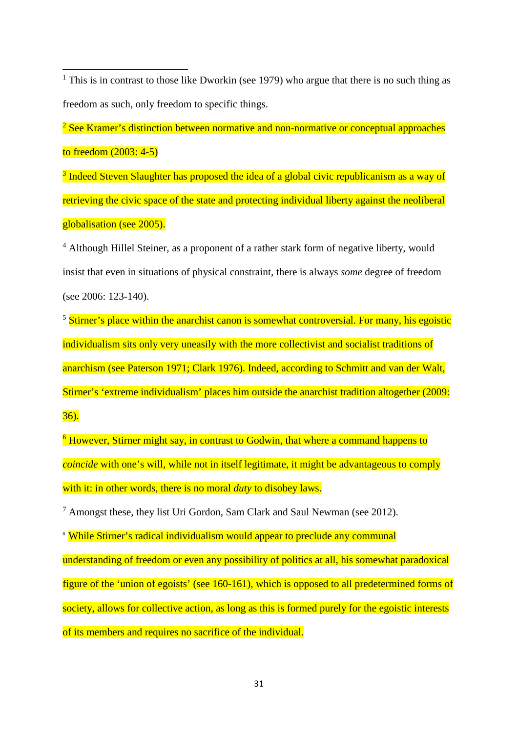[1] This is in contrast to those like Dworkin (see 1979) who argue that there is no such thing as freedom as such, only freedom to specific things.

[2] See Kramer's distinction between normative and non-normative or conceptual approaches to freedom (2003: 4-5)

[3] Indeed Steven Slaughter has proposed the idea of a global civic republicanism as a way of retrieving the civic space of the state and protecting individual liberty against the neoliberal globalisation (see 2005).

[4] Although Hillel Steiner, as a proponent of a rather stark form of negative liberty, would insist that even in situations of physical constraint, there is always *some* degree of freedom (see 2006: 123-140).

[5] Stirner's place within the anarchist canon is somewhat controversial. For many, his egoistic individualism sits only very uneasily with the more collectivist and socialist traditions of anarchism (see Paterson 1971; Clark 1976). Indeed, according to Schmitt and van der Walt, Stirner's 'extreme individualism' places him outside the anarchist tradition altogether (2009: 36).

[6] However, Stirner might say, in contrast to Godwin, that where a command happens to *coincide* with one's will, while not in itself legitimate, it might be advantageous to comply with it: in other words, there is no moral *duty* to disobey laws.

[7] Amongst these, they list Uri Gordon, Sam Clark and Saul Newman (see 2012).

[8] While Stirner's radical individualism would appear to preclude any communal understanding of freedom or even any possibility of politics at all, his somewhat paradoxical figure of the 'union of egoists' (see 160-161), which is opposed to all predetermined forms of society, allows for collective action, as long as this is formed purely for the egoistic interests of its members and requires no sacrifice of the individual.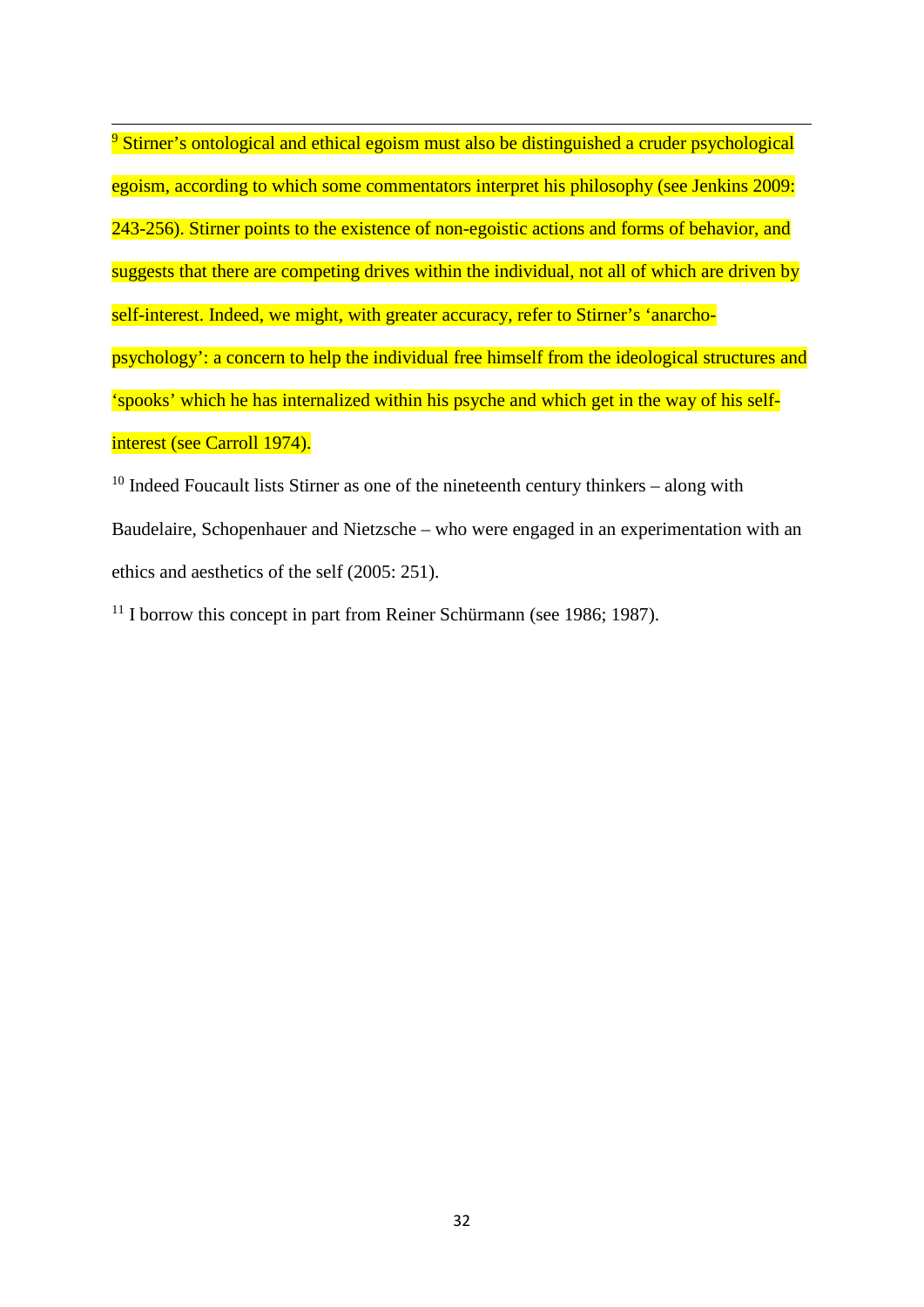[9] Stirner's ontological and ethical egoism must also be distinguished a cruder psychological egoism, according to which some commentators interpret his philosophy (see Jenkins 2009: 243-256). Stirner points to the existence of non-egoistic actions and forms of behavior, and suggests that there are competing drives within the individual, not all of which are driven by self-interest. Indeed, we might, with greater accuracy, refer to Stirner's 'anarcho-psychology': a concern to help the individual free himself from the ideological structures and 'spooks' which he has internalized within his psyche and which get in the way of his self-interest (see Carroll 1974).

[10] Indeed Foucault lists Stirner as one of the nineteenth century thinkers – along with Baudelaire, Schopenhauer and Nietzsche – who were engaged in an experimentation with an ethics and aesthetics of the self (2005: 251).

[11] I borrow this concept in part from Reiner Schürmann (see 1986; 1987).